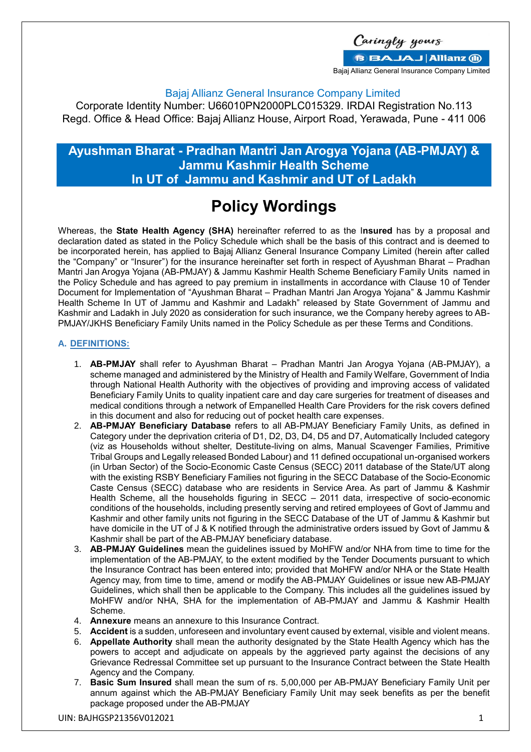Caringly yours

BAJAJ | Allianz

Bajaj Allianz General Insurance Company Limited

Bajaj Allianz General Insurance Company Limited

Corporate Identity Number: U66010PN2000PLC015329. IRDAI Registration No.113

Regd. Office & Head Office: Bajaj Allianz House, Airport Road, Yerawada, Pune - 411 006

# Ayushman Bharat - Pradhan Mantri Jan Arogya Yojana (AB-PMJAY) & Jammu Kashmir Health Scheme In UT of Jammu and Kashmir and UT of Ladakh

# Policy Wordings

Whereas, the **State Health Agency (SHA)** hereinafter referred to as the I**nsured** has by a proposal and declaration dated as stated in the Policy Schedule which shall be the basis of this contract and is deemed to be incorporated herein, has applied to Bajaj Allianz General Insurance Company Limited (herein after called the "Company" or "Insurer") for the insurance hereinafter set forth in respect of Ayushman Bharat – Pradhan Mantri Jan Arogya Yojana (AB-PMJAY) & Jammu Kashmir Health Scheme Beneficiary Family Units named in the Policy Schedule and has agreed to pay premium in installments in accordance with Clause 10 of Tender Document for Implementation of "Ayushman Bharat – Pradhan Mantri Jan Arogya Yojana" & Jammu Kashmir Health Scheme In UT of Jammu and Kashmir and Ladakh" released by State Government of Jammu and Kashmir and Ladakh in July 2020 as consideration for such insurance, we the Company hereby agrees to AB-PMJAY/JKHS Beneficiary Family Units named in the Policy Schedule as per these Terms and Conditions.

## A. DEFINITIONS:

1. **AB-PMJAY** shall refer to Ayushman Bharat – Pradhan Mantri Jan Arogya Yojana (AB-PMJAY), a scheme managed and administered by the Ministry of Health and Family Welfare, Government of India through National Health Authority with the objectives of providing and improving access of validated Beneficiary Family Units to quality inpatient care and day care surgeries for treatment of diseases and medical conditions through a network of Empanelled Health Care Providers for the risk covers defined in this document and also for reducing out of pocket health care expenses.
2. **AB-PMJAY Beneficiary Database** refers to all AB-PMJAY Beneficiary Family Units, as defined in Category under the deprivation criteria of D1, D2, D3, D4, D5 and D7, Automatically Included category (viz as Households without shelter, Destitute-living on alms, Manual Scavenger Families, Primitive Tribal Groups and Legally released Bonded Labour) and 11 defined occupational un-organised workers (in Urban Sector) of the Socio-Economic Caste Census (SECC) 2011 database of the State/UT along with the existing RSBY Beneficiary Families not figuring in the SECC Database of the Socio-Economic Caste Census (SECC) database who are residents in Service Area. As part of Jammu & Kashmir Health Scheme, all the households figuring in SECC – 2011 data, irrespective of socio-economic conditions of the households, including presently serving and retired employees of Govt of Jammu and Kashmir and other family units not figuring in the SECC Database of the UT of Jammu & Kashmir but have domicile in the UT of J & K notified through the administrative orders issued by Govt of Jammu & Kashmir shall be part of the AB-PMJAY beneficiary database.
3. **AB-PMJAY Guidelines** mean the guidelines issued by MoHFW and/or NHA from time to time for the implementation of the AB-PMJAY, to the extent modified by the Tender Documents pursuant to which the Insurance Contract has been entered into; provided that MoHFW and/or NHA or the State Health Agency may, from time to time, amend or modify the AB-PMJAY Guidelines or issue new AB-PMJAY Guidelines, which shall then be applicable to the Company. This includes all the guidelines issued by MoHFW and/or NHA, SHA for the implementation of AB-PMJAY and Jammu & Kashmir Health Scheme.
4. **Annexure** means an annexure to this Insurance Contract.
5. **Accident** is a sudden, unforeseen and involuntary event caused by external, visible and violent means.
6. **Appellate Authority** shall mean the authority designated by the State Health Agency which has the powers to accept and adjudicate on appeals by the aggrieved party against the decisions of any Grievance Redressal Committee set up pursuant to the Insurance Contract between the State Health Agency and the Company.
7. **Basic Sum Insured** shall mean the sum of rs. 5,00,000 per AB-PMJAY Beneficiary Family Unit per annum against which the AB-PMJAY Beneficiary Family Unit may seek benefits as per the benefit package proposed under the AB-PMJAY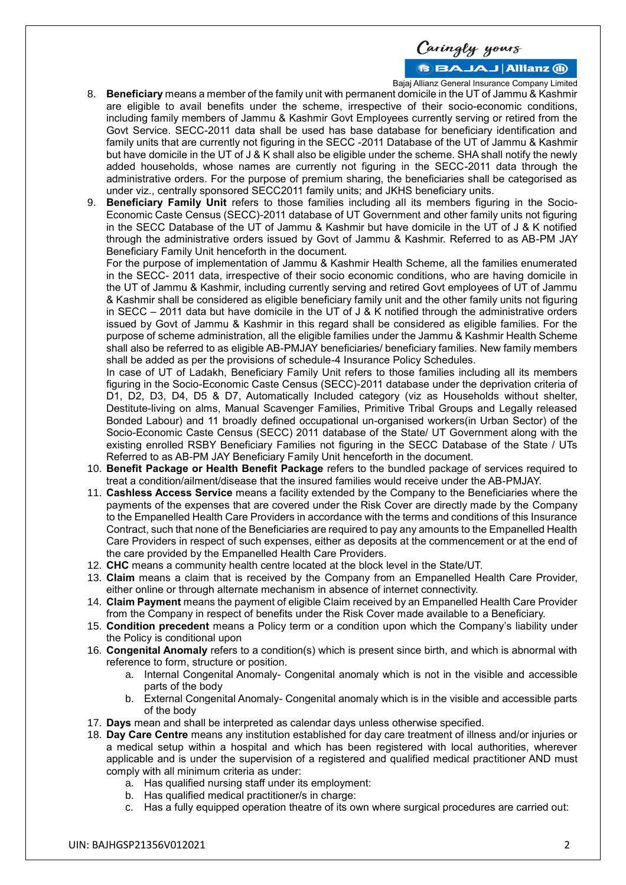8. **Beneficiary** means a member of the family unit with permanent domicile in the UT of Jammu & Kashmir are eligible to avail benefits under the scheme, irrespective of their socio-economic conditions, including family members of Jammu & Kashmir Govt Employees currently serving or retired from the Govt Service. SECC-2011 data shall be used has base database for beneficiary identification and family units that are currently not figuring in the SECC -2011 Database of the UT of Jammu & Kashmir but have domicile in the UT of J & K shall also be eligible under the scheme. SHA shall notify the newly added households, whose names are currently not figuring in the SECC-2011 data through the administrative orders. For the purpose of premium sharing, the beneficiaries shall be categorised as under viz., centrally sponsored SECC2011 family units; and JKHS beneficiary units.
9. **Beneficiary Family Unit** refers to those families including all its members figuring in the Socio-Economic Caste Census (SECC)-2011 database of UT Government and other family units not figuring in the SECC Database of the UT of Jammu & Kashmir but have domicile in the UT of J & K notified through the administrative orders issued by Govt of Jammu & Kashmir. Referred to as AB-PM JAY Beneficiary Family Unit henceforth in the document.

   For the purpose of implementation of Jammu & Kashmir Health Scheme, all the families enumerated in the SECC- 2011 data, irrespective of their socio economic conditions, who are having domicile in the UT of Jammu & Kashmir, including currently serving and retired Govt employees of UT of Jammu & Kashmir shall be considered as eligible beneficiary family unit and the other family units not figuring in SECC – 2011 data but have domicile in the UT of J & K notified through the administrative orders issued by Govt of Jammu & Kashmir in this regard shall be considered as eligible families. For the purpose of scheme administration, all the eligible families under the Jammu & Kashmir Health Scheme shall also be referred to as eligible AB-PMJAY beneficiaries/ beneficiary families. New family members shall be added as per the provisions of schedule-4 Insurance Policy Schedules.

   In case of UT of Ladakh, Beneficiary Family Unit refers to those families including all its members figuring in the Socio-Economic Caste Census (SECC)-2011 database under the deprivation criteria of D1, D2, D3, D4, D5 & D7, Automatically Included category (viz as Households without shelter, Destitute-living on alms, Manual Scavenger Families, Primitive Tribal Groups and Legally released Bonded Labour) and 11 broadly defined occupational un-organised workers(in Urban Sector) of the Socio-Economic Caste Census (SECC) 2011 database of the State/ UT Government along with the existing enrolled RSBY Beneficiary Families not figuring in the SECC Database of the State / UTs Referred to as AB-PM JAY Beneficiary Family Unit henceforth in the document.
10. **Benefit Package or Health Benefit Package** refers to the bundled package of services required to treat a condition/ailment/disease that the insured families would receive under the AB-PMJAY.
11. **Cashless Access Service** means a facility extended by the Company to the Beneficiaries where the payments of the expenses that are covered under the Risk Cover are directly made by the Company to the Empanelled Health Care Providers in accordance with the terms and conditions of this Insurance Contract, such that none of the Beneficiaries are required to pay any amounts to the Empanelled Health Care Providers in respect of such expenses, either as deposits at the commencement or at the end of the care provided by the Empanelled Health Care Providers.
12. **CHC** means a community health centre located at the block level in the State/UT.
13. **Claim** means a claim that is received by the Company from an Empanelled Health Care Provider, either online or through alternate mechanism in absence of internet connectivity.
14. **Claim Payment** means the payment of eligible Claim received by an Empanelled Health Care Provider from the Company in respect of benefits under the Risk Cover made available to a Beneficiary.
15. **Condition precedent** means a Policy term or a condition upon which the Company's liability under the Policy is conditional upon
16. **Congenital Anomaly** refers to a condition(s) which is present since birth, and which is abnormal with reference to form, structure or position.
    a. Internal Congenital Anomaly- Congenital anomaly which is not in the visible and accessible parts of the body
    b. External Congenital Anomaly- Congenital anomaly which is in the visible and accessible parts of the body
17. **Days** mean and shall be interpreted as calendar days unless otherwise specified.
18. **Day Care Centre** means any institution established for day care treatment of illness and/or injuries or a medical setup within a hospital and which has been registered with local authorities, wherever applicable and is under the supervision of a registered and qualified medical practitioner AND must comply with all minimum criteria as under:
    a. Has qualified nursing staff under its employment:
    b. Has qualified medical practitioner/s in charge:
    c. Has a fully equipped operation theatre of its own where surgical procedures are carried out: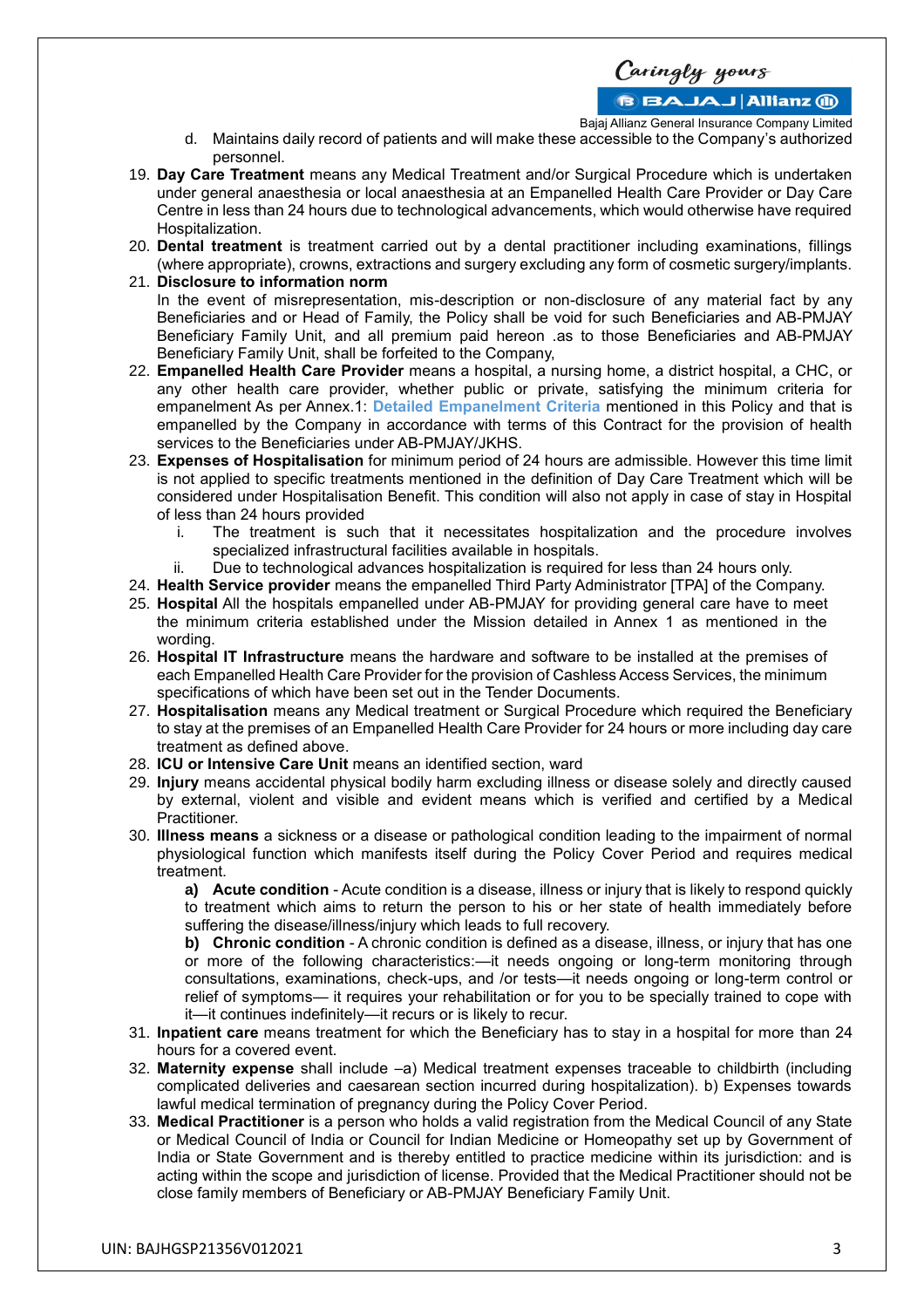d. Maintains daily record of patients and will make these accessible to the Company's authorized personnel.

19. **Day Care Treatment** means any Medical Treatment and/or Surgical Procedure which is undertaken under general anaesthesia or local anaesthesia at an Empanelled Health Care Provider or Day Care Centre in less than 24 hours due to technological advancements, which would otherwise have required Hospitalization.
20. **Dental treatment** is treatment carried out by a dental practitioner including examinations, fillings (where appropriate), crowns, extractions and surgery excluding any form of cosmetic surgery/implants.
21. **Disclosure to information norm**
    In the event of misrepresentation, mis-description or non-disclosure of any material fact by any Beneficiaries and or Head of Family, the Policy shall be void for such Beneficiaries and AB-PMJAY Beneficiary Family Unit, and all premium paid hereon .as to those Beneficiaries and AB-PMJAY Beneficiary Family Unit, shall be forfeited to the Company,
22. **Empanelled Health Care Provider** means a hospital, a nursing home, a district hospital, a CHC, or any other health care provider, whether public or private, satisfying the minimum criteria for empanelment As per Annex.1: **Detailed Empanelment Criteria** mentioned in this Policy and that is empanelled by the Company in accordance with terms of this Contract for the provision of health services to the Beneficiaries under AB-PMJAY/JKHS.
23. **Expenses of Hospitalisation** for minimum period of 24 hours are admissible. However this time limit is not applied to specific treatments mentioned in the definition of Day Care Treatment which will be considered under Hospitalisation Benefit. This condition will also not apply in case of stay in Hospital of less than 24 hours provided
    i. The treatment is such that it necessitates hospitalization and the procedure involves specialized infrastructural facilities available in hospitals.
    ii. Due to technological advances hospitalization is required for less than 24 hours only.
24. **Health Service provider** means the empanelled Third Party Administrator [TPA] of the Company.
25. **Hospital** All the hospitals empanelled under AB-PMJAY for providing general care have to meet the minimum criteria established under the Mission detailed in Annex 1 as mentioned in the wording.
26. **Hospital IT Infrastructure** means the hardware and software to be installed at the premises of each Empanelled Health Care Provider for the provision of Cashless Access Services, the minimum specifications of which have been set out in the Tender Documents.
27. **Hospitalisation** means any Medical treatment or Surgical Procedure which required the Beneficiary to stay at the premises of an Empanelled Health Care Provider for 24 hours or more including day care treatment as defined above.
28. **ICU or Intensive Care Unit** means an identified section, ward
29. **Injury** means accidental physical bodily harm excluding illness or disease solely and directly caused by external, violent and visible and evident means which is verified and certified by a Medical Practitioner.
30. **Illness means** a sickness or a disease or pathological condition leading to the impairment of normal physiological function which manifests itself during the Policy Cover Period and requires medical treatment.
    **a) Acute condition** - Acute condition is a disease, illness or injury that is likely to respond quickly to treatment which aims to return the person to his or her state of health immediately before suffering the disease/illness/injury which leads to full recovery.
    **b) Chronic condition** - A chronic condition is defined as a disease, illness, or injury that has one or more of the following characteristics:—it needs ongoing or long-term monitoring through consultations, examinations, check-ups, and /or tests—it needs ongoing or long-term control or relief of symptoms— it requires your rehabilitation or for you to be specially trained to cope with it—it continues indefinitely—it recurs or is likely to recur.
31. **Inpatient care** means treatment for which the Beneficiary has to stay in a hospital for more than 24 hours for a covered event.
32. **Maternity expense** shall include –a) Medical treatment expenses traceable to childbirth (including complicated deliveries and caesarean section incurred during hospitalization). b) Expenses towards lawful medical termination of pregnancy during the Policy Cover Period.
33. **Medical Practitioner** is a person who holds a valid registration from the Medical Council of any State or Medical Council of India or Council for Indian Medicine or Homeopathy set up by Government of India or State Government and is thereby entitled to practice medicine within its jurisdiction: and is acting within the scope and jurisdiction of license. Provided that the Medical Practitioner should not be close family members of Beneficiary or AB-PMJAY Beneficiary Family Unit.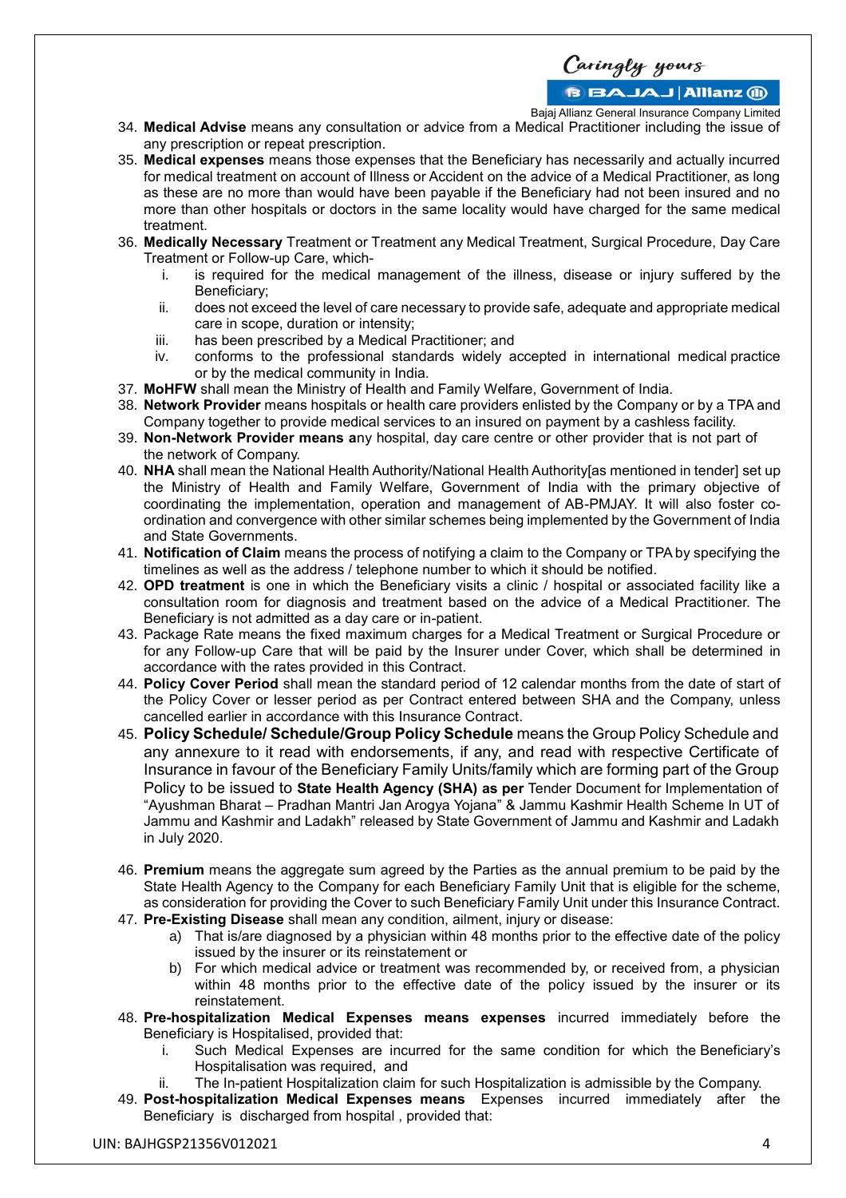34. **Medical Advise** means any consultation or advice from a Medical Practitioner including the issue of any prescription or repeat prescription.
35. **Medical expenses** means those expenses that the Beneficiary has necessarily and actually incurred for medical treatment on account of Illness or Accident on the advice of a Medical Practitioner, as long as these are no more than would have been payable if the Beneficiary had not been insured and no more than other hospitals or doctors in the same locality would have charged for the same medical treatment.
36. **Medically Necessary** Treatment or Treatment any Medical Treatment, Surgical Procedure, Day Care Treatment or Follow-up Care, which-
    i. is required for the medical management of the illness, disease or injury suffered by the Beneficiary;
    ii. does not exceed the level of care necessary to provide safe, adequate and appropriate medical care in scope, duration or intensity;
    iii. has been prescribed by a Medical Practitioner; and
    iv. conforms to the professional standards widely accepted in international medical practice or by the medical community in India.
37. **MoHFW** shall mean the Ministry of Health and Family Welfare, Government of India.
38. **Network Provider** means hospitals or health care providers enlisted by the Company or by a TPA and Company together to provide medical services to an insured on payment by a cashless facility.
39. **Non-Network Provider means a**ny hospital, day care centre or other provider that is not part of the network of Company.
40. **NHA** shall mean the National Health Authority/National Health Authority[as mentioned in tender] set up the Ministry of Health and Family Welfare, Government of India with the primary objective of coordinating the implementation, operation and management of AB-PMJAY. It will also foster co-ordination and convergence with other similar schemes being implemented by the Government of India and State Governments.
41. **Notification of Claim** means the process of notifying a claim to the Company or TPA by specifying the timelines as well as the address / telephone number to which it should be notified.
42. **OPD treatment** is one in which the Beneficiary visits a clinic / hospital or associated facility like a consultation room for diagnosis and treatment based on the advice of a Medical Practitioner. The Beneficiary is not admitted as a day care or in-patient.
43. Package Rate means the fixed maximum charges for a Medical Treatment or Surgical Procedure or for any Follow-up Care that will be paid by the Insurer under Cover, which shall be determined in accordance with the rates provided in this Contract.
44. **Policy Cover Period** shall mean the standard period of 12 calendar months from the date of start of the Policy Cover or lesser period as per Contract entered between SHA and the Company, unless cancelled earlier in accordance with this Insurance Contract.
45. **Policy Schedule/ Schedule/Group Policy Schedule** means the Group Policy Schedule and any annexure to it read with endorsements, if any, and read with respective Certificate of Insurance in favour of the Beneficiary Family Units/family which are forming part of the Group Policy to be issued to **State Health Agency (SHA) as per** Tender Document for Implementation of "Ayushman Bharat – Pradhan Mantri Jan Arogya Yojana" & Jammu Kashmir Health Scheme In UT of Jammu and Kashmir and Ladakh" released by State Government of Jammu and Kashmir and Ladakh in July 2020.
46. **Premium** means the aggregate sum agreed by the Parties as the annual premium to be paid by the State Health Agency to the Company for each Beneficiary Family Unit that is eligible for the scheme, as consideration for providing the Cover to such Beneficiary Family Unit under this Insurance Contract.
47. **Pre-Existing Disease** shall mean any condition, ailment, injury or disease:
    a) That is/are diagnosed by a physician within 48 months prior to the effective date of the policy issued by the insurer or its reinstatement or
    b) For which medical advice or treatment was recommended by, or received from, a physician within 48 months prior to the effective date of the policy issued by the insurer or its reinstatement.
48. **Pre-hospitalization Medical Expenses means expenses** incurred immediately before the Beneficiary is Hospitalised, provided that:
    i. Such Medical Expenses are incurred for the same condition for which the Beneficiary's Hospitalisation was required, and
    ii. The In-patient Hospitalization claim for such Hospitalization is admissible by the Company.
49. **Post-hospitalization Medical Expenses means** Expenses incurred immediately after the Beneficiary is discharged from hospital , provided that: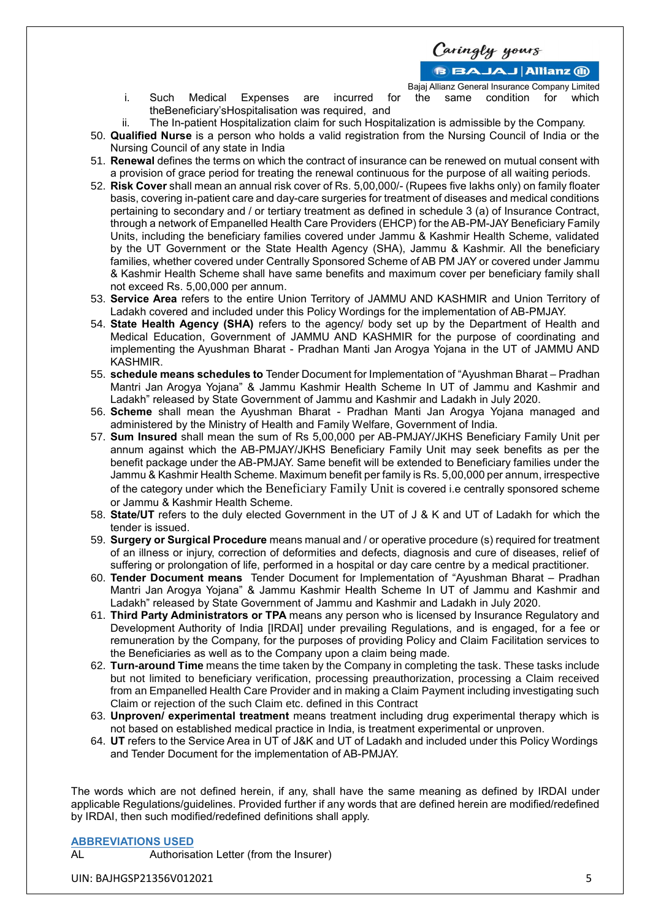i. Such Medical Expenses are incurred for the same condition for which theBeneficiary'sHospitalisation was required, and
ii. The In-patient Hospitalization claim for such Hospitalization is admissible by the Company.

50. **Qualified Nurse** is a person who holds a valid registration from the Nursing Council of India or the Nursing Council of any state in India
51. **Renewal** defines the terms on which the contract of insurance can be renewed on mutual consent with a provision of grace period for treating the renewal continuous for the purpose of all waiting periods.
52. **Risk Cover** shall mean an annual risk cover of Rs. 5,00,000/- (Rupees five lakhs only) on family floater basis, covering in-patient care and day-care surgeries for treatment of diseases and medical conditions pertaining to secondary and / or tertiary treatment as defined in schedule 3 (a) of Insurance Contract, through a network of Empanelled Health Care Providers (EHCP) for the AB-PM-JAY Beneficiary Family Units, including the beneficiary families covered under Jammu & Kashmir Health Scheme, validated by the UT Government or the State Health Agency (SHA), Jammu & Kashmir. All the beneficiary families, whether covered under Centrally Sponsored Scheme of AB PM JAY or covered under Jammu & Kashmir Health Scheme shall have same benefits and maximum cover per beneficiary family shall not exceed Rs. 5,00,000 per annum.
53. **Service Area** refers to the entire Union Territory of JAMMU AND KASHMIR and Union Territory of Ladakh covered and included under this Policy Wordings for the implementation of AB-PMJAY.
54. **State Health Agency (SHA)** refers to the agency/ body set up by the Department of Health and Medical Education, Government of JAMMU AND KASHMIR for the purpose of coordinating and implementing the Ayushman Bharat - Pradhan Manti Jan Arogya Yojana in the UT of JAMMU AND KASHMIR.
55. **schedule means schedules to** Tender Document for Implementation of "Ayushman Bharat – Pradhan Mantri Jan Arogya Yojana" & Jammu Kashmir Health Scheme In UT of Jammu and Kashmir and Ladakh" released by State Government of Jammu and Kashmir and Ladakh in July 2020.
56. **Scheme** shall mean the Ayushman Bharat - Pradhan Manti Jan Arogya Yojana managed and administered by the Ministry of Health and Family Welfare, Government of India.
57. **Sum Insured** shall mean the sum of Rs 5,00,000 per AB-PMJAY/JKHS Beneficiary Family Unit per annum against which the AB-PMJAY/JKHS Beneficiary Family Unit may seek benefits as per the benefit package under the AB-PMJAY. Same benefit will be extended to Beneficiary families under the Jammu & Kashmir Health Scheme. Maximum benefit per family is Rs. 5,00,000 per annum, irrespective of the category under which the Beneficiary Family Unit is covered i.e centrally sponsored scheme or Jammu & Kashmir Health Scheme.
58. **State/UT** refers to the duly elected Government in the UT of J & K and UT of Ladakh for which the tender is issued.
59. **Surgery or Surgical Procedure** means manual and / or operative procedure (s) required for treatment of an illness or injury, correction of deformities and defects, diagnosis and cure of diseases, relief of suffering or prolongation of life, performed in a hospital or day care centre by a medical practitioner.
60. **Tender Document means** Tender Document for Implementation of "Ayushman Bharat – Pradhan Mantri Jan Arogya Yojana" & Jammu Kashmir Health Scheme In UT of Jammu and Kashmir and Ladakh" released by State Government of Jammu and Kashmir and Ladakh in July 2020.
61. **Third Party Administrators or TPA** means any person who is licensed by Insurance Regulatory and Development Authority of India [IRDAI] under prevailing Regulations, and is engaged, for a fee or remuneration by the Company, for the purposes of providing Policy and Claim Facilitation services to the Beneficiaries as well as to the Company upon a claim being made.
62. **Turn-around Time** means the time taken by the Company in completing the task. These tasks include but not limited to beneficiary verification, processing preauthorization, processing a Claim received from an Empanelled Health Care Provider and in making a Claim Payment including investigating such Claim or rejection of the such Claim etc. defined in this Contract
63. **Unproven/ experimental treatment** means treatment including drug experimental therapy which is not based on established medical practice in India, is treatment experimental or unproven.
64. **UT** refers to the Service Area in UT of J&K and UT of Ladakh and included under this Policy Wordings and Tender Document for the implementation of AB-PMJAY.

The words which are not defined herein, if any, shall have the same meaning as defined by IRDAI under applicable Regulations/guidelines. Provided further if any words that are defined herein are modified/redefined by IRDAI, then such modified/redefined definitions shall apply.

## ABBREVIATIONS USED

AL Authorisation Letter (from the Insurer)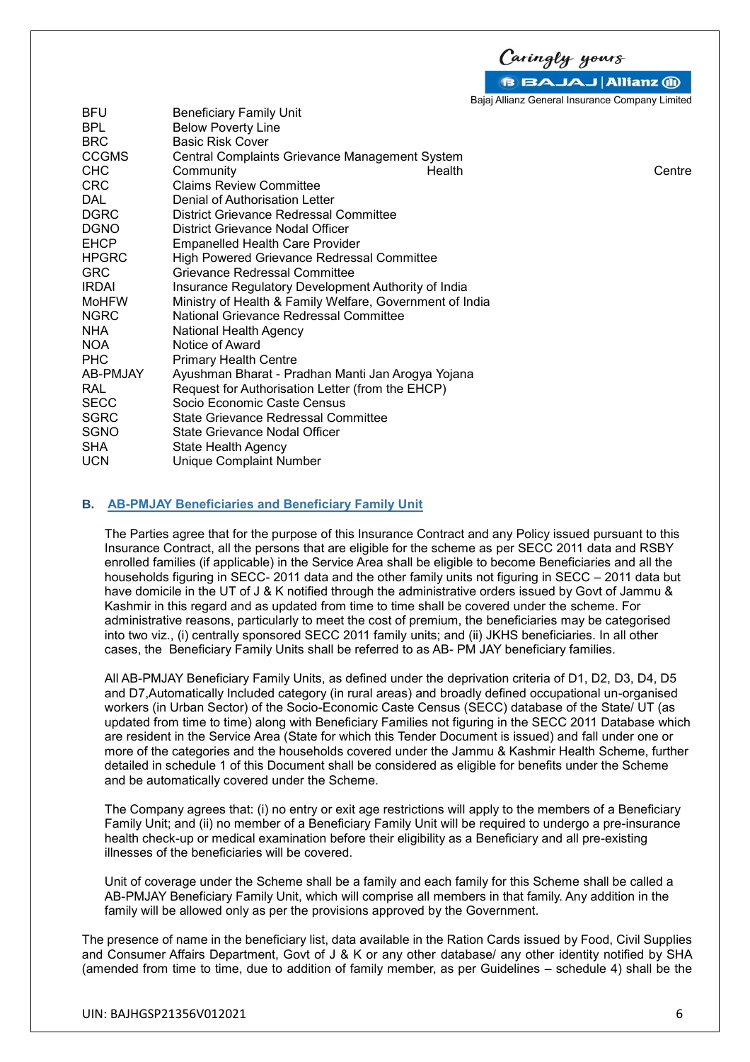| | |
|---|---|
| BFU | Beneficiary Family Unit |
| BPL | Below Poverty Line |
| BRC | Basic Risk Cover |
| CCGMS | Central Complaints Grievance Management System |
| CHC | Community Health Centre |
| CRC | Claims Review Committee |
| DAL | Denial of Authorisation Letter |
| DGRC | District Grievance Redressal Committee |
| DGNO | District Grievance Nodal Officer |
| EHCP | Empanelled Health Care Provider |
| HPGRC | High Powered Grievance Redressal Committee |
| GRC | Grievance Redressal Committee |
| IRDAI | Insurance Regulatory Development Authority of India |
| MoHFW | Ministry of Health & Family Welfare, Government of India |
| NGRC | National Grievance Redressal Committee |
| NHA | National Health Agency |
| NOA | Notice of Award |
| PHC | Primary Health Centre |
| AB-PMJAY | Ayushman Bharat - Pradhan Manti Jan Arogya Yojana |
| RAL | Request for Authorisation Letter (from the EHCP) |
| SECC | Socio Economic Caste Census |
| SGRC | State Grievance Redressal Committee |
| SGNO | State Grievance Nodal Officer |
| SHA | State Health Agency |
| UCN | Unique Complaint Number |

## B. AB-PMJAY Beneficiaries and Beneficiary Family Unit

The Parties agree that for the purpose of this Insurance Contract and any Policy issued pursuant to this Insurance Contract, all the persons that are eligible for the scheme as per SECC 2011 data and RSBY enrolled families (if applicable) in the Service Area shall be eligible to become Beneficiaries and all the households figuring in SECC- 2011 data and the other family units not figuring in SECC – 2011 data but have domicile in the UT of J & K notified through the administrative orders issued by Govt of Jammu & Kashmir in this regard and as updated from time to time shall be covered under the scheme. For administrative reasons, particularly to meet the cost of premium, the beneficiaries may be categorised into two viz., (i) centrally sponsored SECC 2011 family units; and (ii) JKHS beneficiaries. In all other cases, the Beneficiary Family Units shall be referred to as AB- PM JAY beneficiary families.

All AB-PMJAY Beneficiary Family Units, as defined under the deprivation criteria of D1, D2, D3, D4, D5 and D7,Automatically Included category (in rural areas) and broadly defined occupational un-organised workers (in Urban Sector) of the Socio-Economic Caste Census (SECC) database of the State/ UT (as updated from time to time) along with Beneficiary Families not figuring in the SECC 2011 Database which are resident in the Service Area (State for which this Tender Document is issued) and fall under one or more of the categories and the households covered under the Jammu & Kashmir Health Scheme, further detailed in schedule 1 of this Document shall be considered as eligible for benefits under the Scheme and be automatically covered under the Scheme.

The Company agrees that: (i) no entry or exit age restrictions will apply to the members of a Beneficiary Family Unit; and (ii) no member of a Beneficiary Family Unit will be required to undergo a pre-insurance health check-up or medical examination before their eligibility as a Beneficiary and all pre-existing illnesses of the beneficiaries will be covered.

Unit of coverage under the Scheme shall be a family and each family for this Scheme shall be called a AB-PMJAY Beneficiary Family Unit, which will comprise all members in that family. Any addition in the family will be allowed only as per the provisions approved by the Government.

The presence of name in the beneficiary list, data available in the Ration Cards issued by Food, Civil Supplies and Consumer Affairs Department, Govt of J & K or any other database/ any other identity notified by SHA (amended from time to time, due to addition of family member, as per Guidelines – schedule 4) shall be the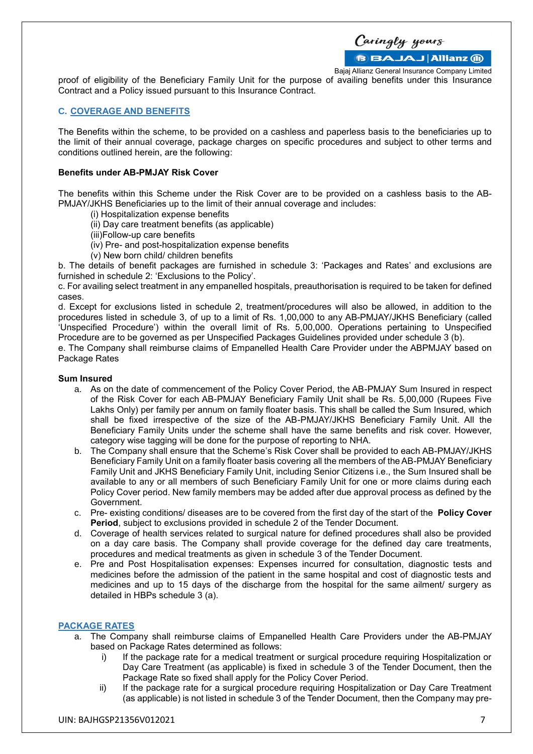proof of eligibility of the Beneficiary Family Unit for the purpose of availing benefits under this Insurance Contract and a Policy issued pursuant to this Insurance Contract.

## C. COVERAGE AND BENEFITS

The Benefits within the scheme, to be provided on a cashless and paperless basis to the beneficiaries up to the limit of their annual coverage, package charges on specific procedures and subject to other terms and conditions outlined herein, are the following:

**Benefits under AB-PMJAY Risk Cover**

The benefits within this Scheme under the Risk Cover are to be provided on a cashless basis to the AB-PMJAY/JKHS Beneficiaries up to the limit of their annual coverage and includes:

(i) Hospitalization expense benefits
(ii) Day care treatment benefits (as applicable)
(iii)Follow-up care benefits
(iv) Pre- and post-hospitalization expense benefits
(v) New born child/ children benefits

b. The details of benefit packages are furnished in schedule 3: 'Packages and Rates' and exclusions are furnished in schedule 2: 'Exclusions to the Policy'.
c. For availing select treatment in any empanelled hospitals, preauthorisation is required to be taken for defined cases.
d. Except for exclusions listed in schedule 2, treatment/procedures will also be allowed, in addition to the procedures listed in schedule 3, of up to a limit of Rs. 1,00,000 to any AB-PMJAY/JKHS Beneficiary (called 'Unspecified Procedure') within the overall limit of Rs. 5,00,000. Operations pertaining to Unspecified Procedure are to be governed as per Unspecified Packages Guidelines provided under schedule 3 (b).
e. The Company shall reimburse claims of Empanelled Health Care Provider under the ABPMJAY based on Package Rates

**Sum Insured**

a. As on the date of commencement of the Policy Cover Period, the AB-PMJAY Sum Insured in respect of the Risk Cover for each AB-PMJAY Beneficiary Family Unit shall be Rs. 5,00,000 (Rupees Five Lakhs Only) per family per annum on family floater basis. This shall be called the Sum Insured, which shall be fixed irrespective of the size of the AB-PMJAY/JKHS Beneficiary Family Unit. All the Beneficiary Family Units under the scheme shall have the same benefits and risk cover. However, category wise tagging will be done for the purpose of reporting to NHA.
b. The Company shall ensure that the Scheme's Risk Cover shall be provided to each AB-PMJAY/JKHS Beneficiary Family Unit on a family floater basis covering all the members of the AB-PMJAY Beneficiary Family Unit and JKHS Beneficiary Family Unit, including Senior Citizens i.e., the Sum Insured shall be available to any or all members of such Beneficiary Family Unit for one or more claims during each Policy Cover period. New family members may be added after due approval process as defined by the Government.
c. Pre- existing conditions/ diseases are to be covered from the first day of the start of the **Policy Cover Period**, subject to exclusions provided in schedule 2 of the Tender Document.
d. Coverage of health services related to surgical nature for defined procedures shall also be provided on a day care basis. The Company shall provide coverage for the defined day care treatments, procedures and medical treatments as given in schedule 3 of the Tender Document.
e. Pre and Post Hospitalisation expenses: Expenses incurred for consultation, diagnostic tests and medicines before the admission of the patient in the same hospital and cost of diagnostic tests and medicines and up to 15 days of the discharge from the hospital for the same ailment/ surgery as detailed in HBPs schedule 3 (a).

## PACKAGE RATES

a. The Company shall reimburse claims of Empanelled Health Care Providers under the AB-PMJAY based on Package Rates determined as follows:
    i) If the package rate for a medical treatment or surgical procedure requiring Hospitalization or Day Care Treatment (as applicable) is fixed in schedule 3 of the Tender Document, then the Package Rate so fixed shall apply for the Policy Cover Period.
    ii) If the package rate for a surgical procedure requiring Hospitalization or Day Care Treatment (as applicable) is not listed in schedule 3 of the Tender Document, then the Company may pre-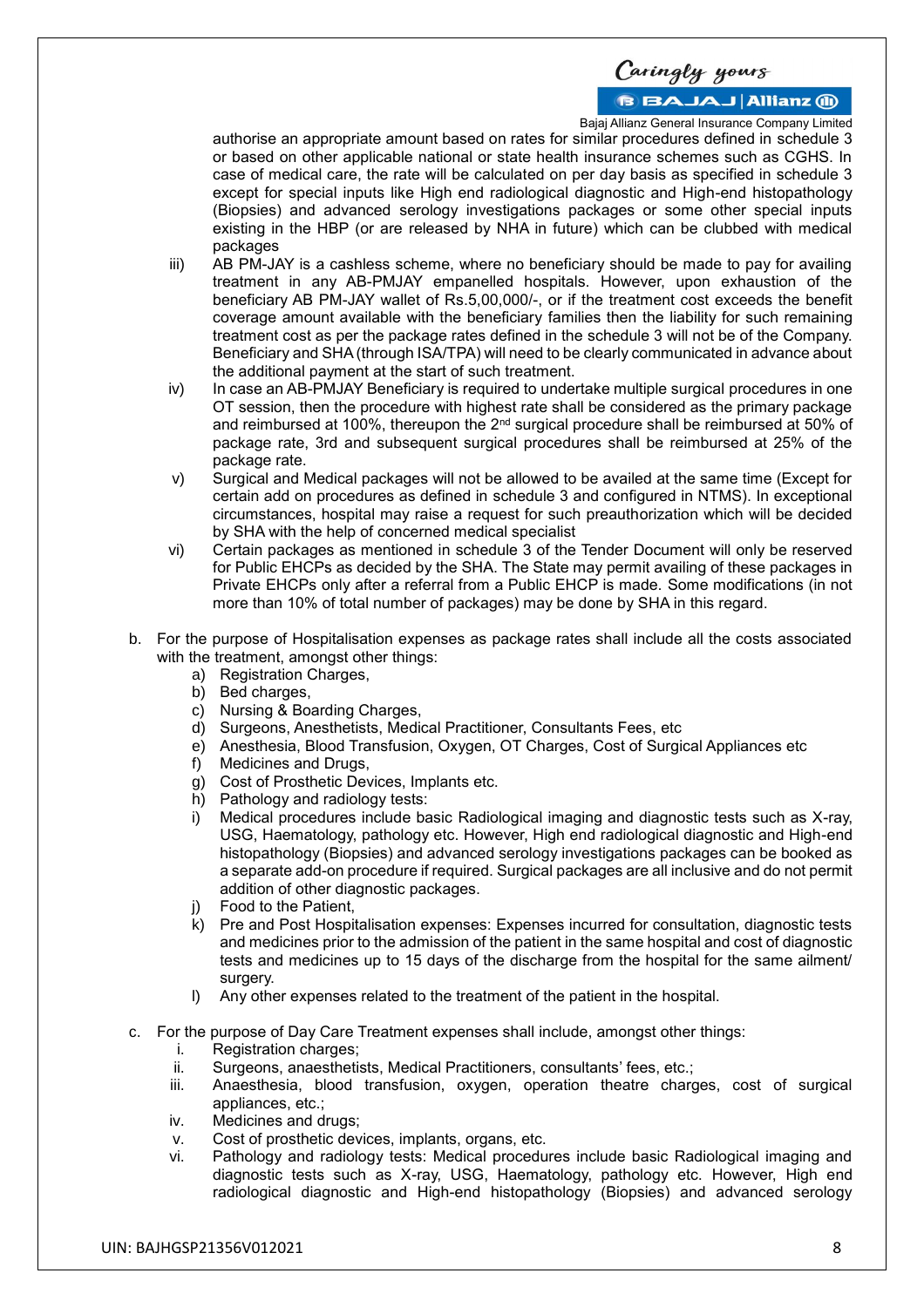authorise an appropriate amount based on rates for similar procedures defined in schedule 3 or based on other applicable national or state health insurance schemes such as CGHS. In case of medical care, the rate will be calculated on per day basis as specified in schedule 3 except for special inputs like High end radiological diagnostic and High-end histopathology (Biopsies) and advanced serology investigations packages or some other special inputs existing in the HBP (or are released by NHA in future) which can be clubbed with medical packages

iii) AB PM-JAY is a cashless scheme, where no beneficiary should be made to pay for availing treatment in any AB-PMJAY empanelled hospitals. However, upon exhaustion of the beneficiary AB PM-JAY wallet of Rs.5,00,000/-, or if the treatment cost exceeds the benefit coverage amount available with the beneficiary families then the liability for such remaining treatment cost as per the package rates defined in the schedule 3 will not be of the Company. Beneficiary and SHA (through ISA/TPA) will need to be clearly communicated in advance about the additional payment at the start of such treatment.

iv) In case an AB-PMJAY Beneficiary is required to undertake multiple surgical procedures in one OT session, then the procedure with highest rate shall be considered as the primary package and reimbursed at 100%, thereupon the 2nd surgical procedure shall be reimbursed at 50% of package rate, 3rd and subsequent surgical procedures shall be reimbursed at 25% of the package rate.

v) Surgical and Medical packages will not be allowed to be availed at the same time (Except for certain add on procedures as defined in schedule 3 and configured in NTMS). In exceptional circumstances, hospital may raise a request for such preauthorization which will be decided by SHA with the help of concerned medical specialist

vi) Certain packages as mentioned in schedule 3 of the Tender Document will only be reserved for Public EHCPs as decided by the SHA. The State may permit availing of these packages in Private EHCPs only after a referral from a Public EHCP is made. Some modifications (in not more than 10% of total number of packages) may be done by SHA in this regard.

b. For the purpose of Hospitalisation expenses as package rates shall include all the costs associated with the treatment, amongst other things:
   a) Registration Charges,
   b) Bed charges,
   c) Nursing & Boarding Charges,
   d) Surgeons, Anesthetists, Medical Practitioner, Consultants Fees, etc
   e) Anesthesia, Blood Transfusion, Oxygen, OT Charges, Cost of Surgical Appliances etc
   f) Medicines and Drugs,
   g) Cost of Prosthetic Devices, Implants etc.
   h) Pathology and radiology tests:
   i) Medical procedures include basic Radiological imaging and diagnostic tests such as X-ray, USG, Haematology, pathology etc. However, High end radiological diagnostic and High-end histopathology (Biopsies) and advanced serology investigations packages can be booked as a separate add-on procedure if required. Surgical packages are all inclusive and do not permit addition of other diagnostic packages.
   j) Food to the Patient,
   k) Pre and Post Hospitalisation expenses: Expenses incurred for consultation, diagnostic tests and medicines prior to the admission of the patient in the same hospital and cost of diagnostic tests and medicines up to 15 days of the discharge from the hospital for the same ailment/ surgery.
   l) Any other expenses related to the treatment of the patient in the hospital.

c. For the purpose of Day Care Treatment expenses shall include, amongst other things:
   i. Registration charges;
   ii. Surgeons, anaesthetists, Medical Practitioners, consultants' fees, etc.;
   iii. Anaesthesia, blood transfusion, oxygen, operation theatre charges, cost of surgical appliances, etc.;
   iv. Medicines and drugs;
   v. Cost of prosthetic devices, implants, organs, etc.
   vi. Pathology and radiology tests: Medical procedures include basic Radiological imaging and diagnostic tests such as X-ray, USG, Haematology, pathology etc. However, High end radiological diagnostic and High-end histopathology (Biopsies) and advanced serology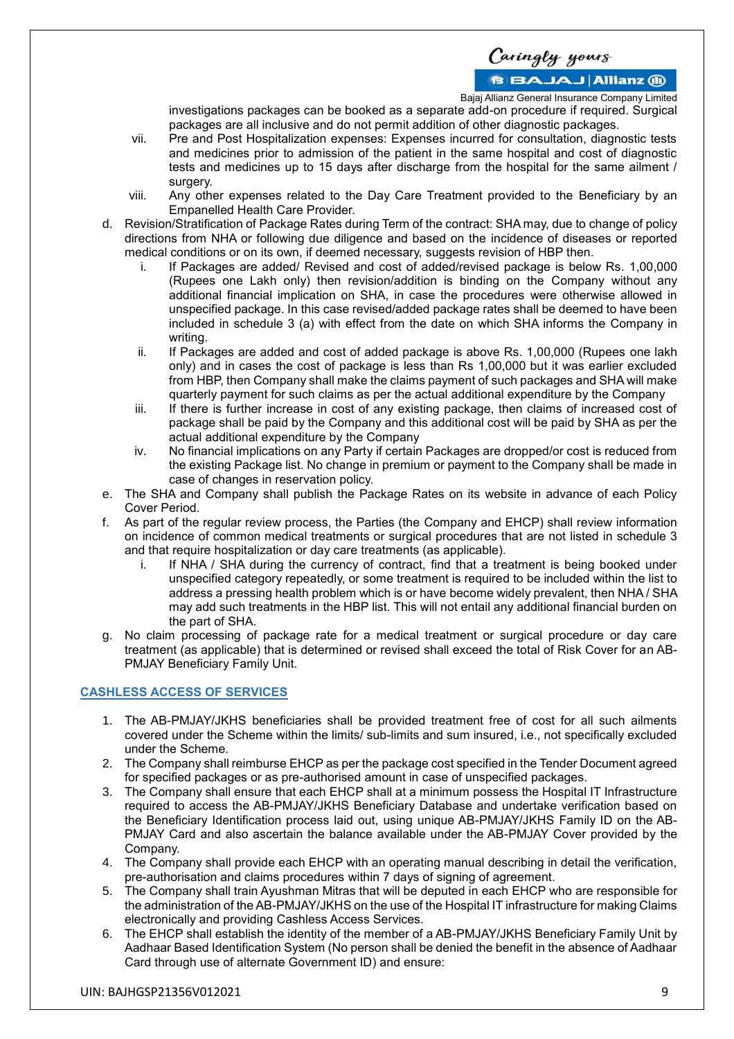investigations packages can be booked as a separate add-on procedure if required. Surgical packages are all inclusive and do not permit addition of other diagnostic packages.

vii. Pre and Post Hospitalization expenses: Expenses incurred for consultation, diagnostic tests and medicines prior to admission of the patient in the same hospital and cost of diagnostic tests and medicines up to 15 days after discharge from the hospital for the same ailment / surgery.

viii. Any other expenses related to the Day Care Treatment provided to the Beneficiary by an Empanelled Health Care Provider.

d. Revision/Stratification of Package Rates during Term of the contract: SHA may, due to change of policy directions from NHA or following due diligence and based on the incidence of diseases or reported medical conditions or on its own, if deemed necessary, suggests revision of HBP then.

   i. If Packages are added/ Revised and cost of added/revised package is below Rs. 1,00,000 (Rupees one Lakh only) then revision/addition is binding on the Company without any additional financial implication on SHA, in case the procedures were otherwise allowed in unspecified package. In this case revised/added package rates shall be deemed to have been included in schedule 3 (a) with effect from the date on which SHA informs the Company in writing.

   ii. If Packages are added and cost of added package is above Rs. 1,00,000 (Rupees one lakh only) and in cases the cost of package is less than Rs 1,00,000 but it was earlier excluded from HBP, then Company shall make the claims payment of such packages and SHA will make quarterly payment for such claims as per the actual additional expenditure by the Company

   iii. If there is further increase in cost of any existing package, then claims of increased cost of package shall be paid by the Company and this additional cost will be paid by SHA as per the actual additional expenditure by the Company

   iv. No financial implications on any Party if certain Packages are dropped/or cost is reduced from the existing Package list. No change in premium or payment to the Company shall be made in case of changes in reservation policy.

e. The SHA and Company shall publish the Package Rates on its website in advance of each Policy Cover Period.

f. As part of the regular review process, the Parties (the Company and EHCP) shall review information on incidence of common medical treatments or surgical procedures that are not listed in schedule 3 and that require hospitalization or day care treatments (as applicable).

   i. If NHA / SHA during the currency of contract, find that a treatment is being booked under unspecified category repeatedly, or some treatment is required to be included within the list to address a pressing health problem which is or have become widely prevalent, then NHA / SHA may add such treatments in the HBP list. This will not entail any additional financial burden on the part of SHA.

g. No claim processing of package rate for a medical treatment or surgical procedure or day care treatment (as applicable) that is determined or revised shall exceed the total of Risk Cover for an AB-PMJAY Beneficiary Family Unit.

## CASHLESS ACCESS OF SERVICES

1. The AB-PMJAY/JKHS beneficiaries shall be provided treatment free of cost for all such ailments covered under the Scheme within the limits/ sub-limits and sum insured, i.e., not specifically excluded under the Scheme.
2. The Company shall reimburse EHCP as per the package cost specified in the Tender Document agreed for specified packages or as pre-authorised amount in case of unspecified packages.
3. The Company shall ensure that each EHCP shall at a minimum possess the Hospital IT Infrastructure required to access the AB-PMJAY/JKHS Beneficiary Database and undertake verification based on the Beneficiary Identification process laid out, using unique AB-PMJAY/JKHS Family ID on the AB-PMJAY Card and also ascertain the balance available under the AB-PMJAY Cover provided by the Company.
4. The Company shall provide each EHCP with an operating manual describing in detail the verification, pre-authorisation and claims procedures within 7 days of signing of agreement.
5. The Company shall train Ayushman Mitras that will be deputed in each EHCP who are responsible for the administration of the AB-PMJAY/JKHS on the use of the Hospital IT infrastructure for making Claims electronically and providing Cashless Access Services.
6. The EHCP shall establish the identity of the member of a AB-PMJAY/JKHS Beneficiary Family Unit by Aadhaar Based Identification System (No person shall be denied the benefit in the absence of Aadhaar Card through use of alternate Government ID) and ensure: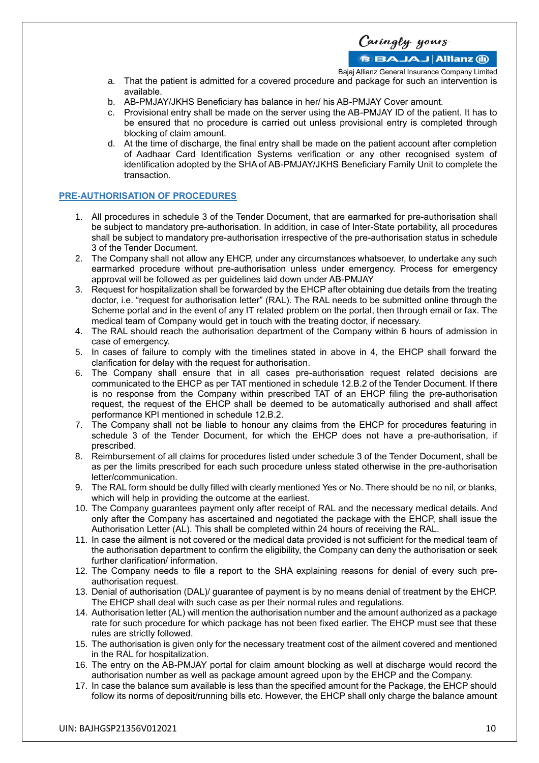a. That the patient is admitted for a covered procedure and package for such an intervention is available.
b. AB-PMJAY/JKHS Beneficiary has balance in her/ his AB-PMJAY Cover amount.
c. Provisional entry shall be made on the server using the AB-PMJAY ID of the patient. It has to be ensured that no procedure is carried out unless provisional entry is completed through blocking of claim amount.
d. At the time of discharge, the final entry shall be made on the patient account after completion of Aadhaar Card Identification Systems verification or any other recognised system of identification adopted by the SHA of AB-PMJAY/JKHS Beneficiary Family Unit to complete the transaction.

## PRE-AUTHORISATION OF PROCEDURES

1. All procedures in schedule 3 of the Tender Document, that are earmarked for pre-authorisation shall be subject to mandatory pre-authorisation. In addition, in case of Inter-State portability, all procedures shall be subject to mandatory pre-authorisation irrespective of the pre-authorisation status in schedule 3 of the Tender Document.
2. The Company shall not allow any EHCP, under any circumstances whatsoever, to undertake any such earmarked procedure without pre-authorisation unless under emergency. Process for emergency approval will be followed as per guidelines laid down under AB-PMJAY
3. Request for hospitalization shall be forwarded by the EHCP after obtaining due details from the treating doctor, i.e. "request for authorisation letter" (RAL). The RAL needs to be submitted online through the Scheme portal and in the event of any IT related problem on the portal, then through email or fax. The medical team of Company would get in touch with the treating doctor, if necessary.
4. The RAL should reach the authorisation department of the Company within 6 hours of admission in case of emergency.
5. In cases of failure to comply with the timelines stated in above in 4, the EHCP shall forward the clarification for delay with the request for authorisation.
6. The Company shall ensure that in all cases pre-authorisation request related decisions are communicated to the EHCP as per TAT mentioned in schedule 12.B.2 of the Tender Document. If there is no response from the Company within prescribed TAT of an EHCP filing the pre-authorisation request, the request of the EHCP shall be deemed to be automatically authorised and shall affect performance KPI mentioned in schedule 12.B.2.
7. The Company shall not be liable to honour any claims from the EHCP for procedures featuring in schedule 3 of the Tender Document, for which the EHCP does not have a pre-authorisation, if prescribed.
8. Reimbursement of all claims for procedures listed under schedule 3 of the Tender Document, shall be as per the limits prescribed for each such procedure unless stated otherwise in the pre-authorisation letter/communication.
9. The RAL form should be dully filled with clearly mentioned Yes or No. There should be no nil, or blanks, which will help in providing the outcome at the earliest.
10. The Company guarantees payment only after receipt of RAL and the necessary medical details. And only after the Company has ascertained and negotiated the package with the EHCP, shall issue the Authorisation Letter (AL). This shall be completed within 24 hours of receiving the RAL.
11. In case the ailment is not covered or the medical data provided is not sufficient for the medical team of the authorisation department to confirm the eligibility, the Company can deny the authorisation or seek further clarification/ information.
12. The Company needs to file a report to the SHA explaining reasons for denial of every such pre-authorisation request.
13. Denial of authorisation (DAL)/ guarantee of payment is by no means denial of treatment by the EHCP. The EHCP shall deal with such case as per their normal rules and regulations.
14. Authorisation letter (AL) will mention the authorisation number and the amount authorized as a package rate for such procedure for which package has not been fixed earlier. The EHCP must see that these rules are strictly followed.
15. The authorisation is given only for the necessary treatment cost of the ailment covered and mentioned in the RAL for hospitalization.
16. The entry on the AB-PMJAY portal for claim amount blocking as well at discharge would record the authorisation number as well as package amount agreed upon by the EHCP and the Company.
17. In case the balance sum available is less than the specified amount for the Package, the EHCP should follow its norms of deposit/running bills etc. However, the EHCP shall only charge the balance amount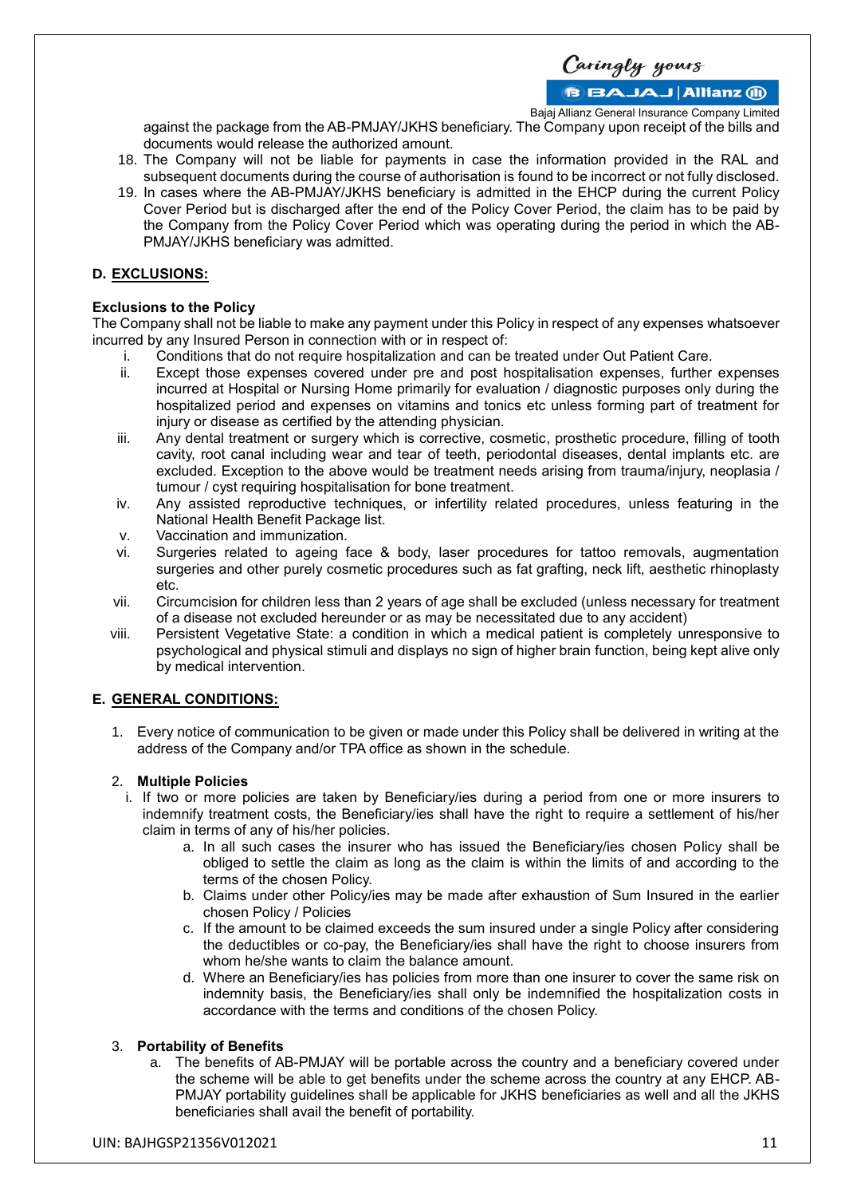against the package from the AB-PMJAY/JKHS beneficiary. The Company upon receipt of the bills and documents would release the authorized amount.

18. The Company will not be liable for payments in case the information provided in the RAL and subsequent documents during the course of authorisation is found to be incorrect or not fully disclosed.
19. In cases where the AB-PMJAY/JKHS beneficiary is admitted in the EHCP during the current Policy Cover Period but is discharged after the end of the Policy Cover Period, the claim has to be paid by the Company from the Policy Cover Period which was operating during the period in which the AB-PMJAY/JKHS beneficiary was admitted.

## D. EXCLUSIONS:

**Exclusions to the Policy**

The Company shall not be liable to make any payment under this Policy in respect of any expenses whatsoever incurred by any Insured Person in connection with or in respect of:

i. Conditions that do not require hospitalization and can be treated under Out Patient Care.
ii. Except those expenses covered under pre and post hospitalisation expenses, further expenses incurred at Hospital or Nursing Home primarily for evaluation / diagnostic purposes only during the hospitalized period and expenses on vitamins and tonics etc unless forming part of treatment for injury or disease as certified by the attending physician.
iii. Any dental treatment or surgery which is corrective, cosmetic, prosthetic procedure, filling of tooth cavity, root canal including wear and tear of teeth, periodontal diseases, dental implants etc. are excluded. Exception to the above would be treatment needs arising from trauma/injury, neoplasia / tumour / cyst requiring hospitalisation for bone treatment.
iv. Any assisted reproductive techniques, or infertility related procedures, unless featuring in the National Health Benefit Package list.
v. Vaccination and immunization.
vi. Surgeries related to ageing face & body, laser procedures for tattoo removals, augmentation surgeries and other purely cosmetic procedures such as fat grafting, neck lift, aesthetic rhinoplasty etc.
vii. Circumcision for children less than 2 years of age shall be excluded (unless necessary for treatment of a disease not excluded hereunder or as may be necessitated due to any accident)
viii. Persistent Vegetative State: a condition in which a medical patient is completely unresponsive to psychological and physical stimuli and displays no sign of higher brain function, being kept alive only by medical intervention.

## E. GENERAL CONDITIONS:

1. Every notice of communication to be given or made under this Policy shall be delivered in writing at the address of the Company and/or TPA office as shown in the schedule.

2. **Multiple Policies**
   i. If two or more policies are taken by Beneficiary/ies during a period from one or more insurers to indemnify treatment costs, the Beneficiary/ies shall have the right to require a settlement of his/her claim in terms of any of his/her policies.
      a. In all such cases the insurer who has issued the Beneficiary/ies chosen Policy shall be obliged to settle the claim as long as the claim is within the limits of and according to the terms of the chosen Policy.
      b. Claims under other Policy/ies may be made after exhaustion of Sum Insured in the earlier chosen Policy / Policies
      c. If the amount to be claimed exceeds the sum insured under a single Policy after considering the deductibles or co-pay, the Beneficiary/ies shall have the right to choose insurers from whom he/she wants to claim the balance amount.
      d. Where an Beneficiary/ies has policies from more than one insurer to cover the same risk on indemnity basis, the Beneficiary/ies shall only be indemnified the hospitalization costs in accordance with the terms and conditions of the chosen Policy.

3. **Portability of Benefits**
   a. The benefits of AB-PMJAY will be portable across the country and a beneficiary covered under the scheme will be able to get benefits under the scheme across the country at any EHCP. AB-PMJAY portability guidelines shall be applicable for JKHS beneficiaries as well and all the JKHS beneficiaries shall avail the benefit of portability.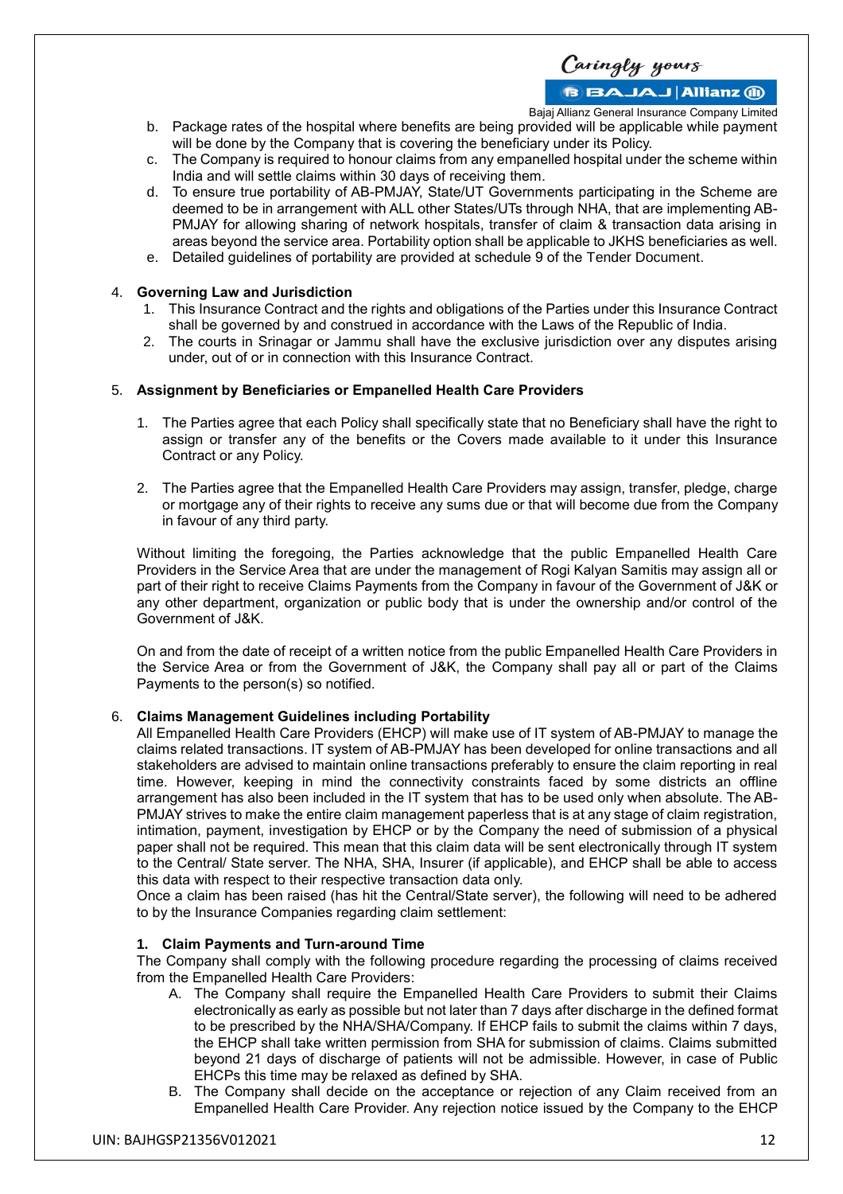b. Package rates of the hospital where benefits are being provided will be applicable while payment will be done by the Company that is covering the beneficiary under its Policy.
c. The Company is required to honour claims from any empanelled hospital under the scheme within India and will settle claims within 30 days of receiving them.
d. To ensure true portability of AB-PMJAY, State/UT Governments participating in the Scheme are deemed to be in arrangement with ALL other States/UTs through NHA, that are implementing AB-PMJAY for allowing sharing of network hospitals, transfer of claim & transaction data arising in areas beyond the service area. Portability option shall be applicable to JKHS beneficiaries as well.
e. Detailed guidelines of portability are provided at schedule 9 of the Tender Document.

4. **Governing Law and Jurisdiction**
    1. This Insurance Contract and the rights and obligations of the Parties under this Insurance Contract shall be governed by and construed in accordance with the Laws of the Republic of India.
    2. The courts in Srinagar or Jammu shall have the exclusive jurisdiction over any disputes arising under, out of or in connection with this Insurance Contract.

5. **Assignment by Beneficiaries or Empanelled Health Care Providers**
    1. The Parties agree that each Policy shall specifically state that no Beneficiary shall have the right to assign or transfer any of the benefits or the Covers made available to it under this Insurance Contract or any Policy.
    2. The Parties agree that the Empanelled Health Care Providers may assign, transfer, pledge, charge or mortgage any of their rights to receive any sums due or that will become due from the Company in favour of any third party.

    Without limiting the foregoing, the Parties acknowledge that the public Empanelled Health Care Providers in the Service Area that are under the management of Rogi Kalyan Samitis may assign all or part of their right to receive Claims Payments from the Company in favour of the Government of J&K or any other department, organization or public body that is under the ownership and/or control of the Government of J&K.

    On and from the date of receipt of a written notice from the public Empanelled Health Care Providers in the Service Area or from the Government of J&K, the Company shall pay all or part of the Claims Payments to the person(s) so notified.

6. **Claims Management Guidelines including Portability**

    All Empanelled Health Care Providers (EHCP) will make use of IT system of AB-PMJAY to manage the claims related transactions. IT system of AB-PMJAY has been developed for online transactions and all stakeholders are advised to maintain online transactions preferably to ensure the claim reporting in real time. However, keeping in mind the connectivity constraints faced by some districts an offline arrangement has also been included in the IT system that has to be used only when absolute. The AB-PMJAY strives to make the entire claim management paperless that is at any stage of claim registration, intimation, payment, investigation by EHCP or by the Company the need of submission of a physical paper shall not be required. This mean that this claim data will be sent electronically through IT system to the Central/ State server. The NHA, SHA, Insurer (if applicable), and EHCP shall be able to access this data with respect to their respective transaction data only.

    Once a claim has been raised (has hit the Central/State server), the following will need to be adhered to by the Insurance Companies regarding claim settlement:

    **1. Claim Payments and Turn-around Time**

    The Company shall comply with the following procedure regarding the processing of claims received from the Empanelled Health Care Providers:

    A. The Company shall require the Empanelled Health Care Providers to submit their Claims electronically as early as possible but not later than 7 days after discharge in the defined format to be prescribed by the NHA/SHA/Company. If EHCP fails to submit the claims within 7 days, the EHCP shall take written permission from SHA for submission of claims. Claims submitted beyond 21 days of discharge of patients will not be admissible. However, in case of Public EHCPs this time may be relaxed as defined by SHA.
    B. The Company shall decide on the acceptance or rejection of any Claim received from an Empanelled Health Care Provider. Any rejection notice issued by the Company to the EHCP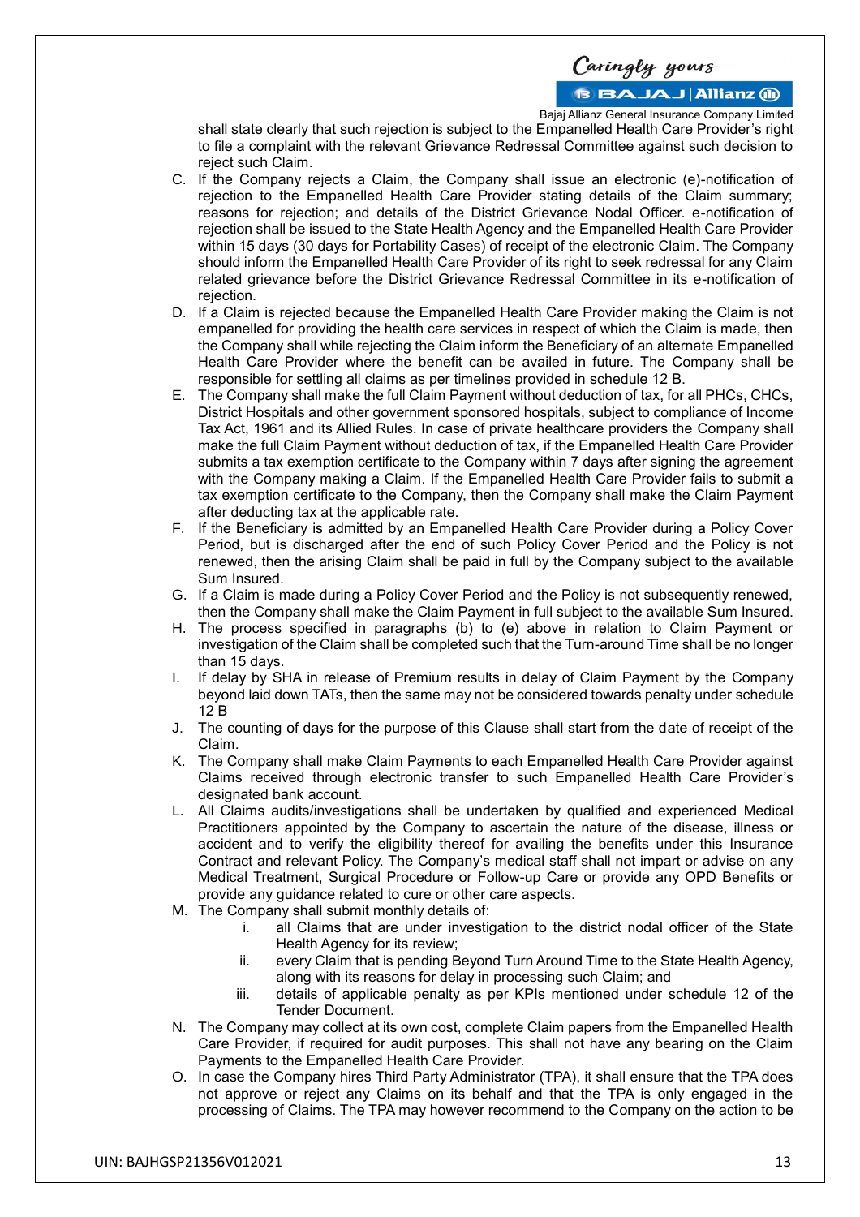shall state clearly that such rejection is subject to the Empanelled Health Care Provider's right to file a complaint with the relevant Grievance Redressal Committee against such decision to reject such Claim.

C. If the Company rejects a Claim, the Company shall issue an electronic (e)-notification of rejection to the Empanelled Health Care Provider stating details of the Claim summary; reasons for rejection; and details of the District Grievance Nodal Officer. e-notification of rejection shall be issued to the State Health Agency and the Empanelled Health Care Provider within 15 days (30 days for Portability Cases) of receipt of the electronic Claim. The Company should inform the Empanelled Health Care Provider of its right to seek redressal for any Claim related grievance before the District Grievance Redressal Committee in its e-notification of rejection.

D. If a Claim is rejected because the Empanelled Health Care Provider making the Claim is not empanelled for providing the health care services in respect of which the Claim is made, then the Company shall while rejecting the Claim inform the Beneficiary of an alternate Empanelled Health Care Provider where the benefit can be availed in future. The Company shall be responsible for settling all claims as per timelines provided in schedule 12 B.

E. The Company shall make the full Claim Payment without deduction of tax, for all PHCs, CHCs, District Hospitals and other government sponsored hospitals, subject to compliance of Income Tax Act, 1961 and its Allied Rules. In case of private healthcare providers the Company shall make the full Claim Payment without deduction of tax, if the Empanelled Health Care Provider submits a tax exemption certificate to the Company within 7 days after signing the agreement with the Company making a Claim. If the Empanelled Health Care Provider fails to submit a tax exemption certificate to the Company, then the Company shall make the Claim Payment after deducting tax at the applicable rate.

F. If the Beneficiary is admitted by an Empanelled Health Care Provider during a Policy Cover Period, but is discharged after the end of such Policy Cover Period and the Policy is not renewed, then the arising Claim shall be paid in full by the Company subject to the available Sum Insured.

G. If a Claim is made during a Policy Cover Period and the Policy is not subsequently renewed, then the Company shall make the Claim Payment in full subject to the available Sum Insured.

H. The process specified in paragraphs (b) to (e) above in relation to Claim Payment or investigation of the Claim shall be completed such that the Turn-around Time shall be no longer than 15 days.

I. If delay by SHA in release of Premium results in delay of Claim Payment by the Company beyond laid down TATs, then the same may not be considered towards penalty under schedule 12 B

J. The counting of days for the purpose of this Clause shall start from the date of receipt of the Claim.

K. The Company shall make Claim Payments to each Empanelled Health Care Provider against Claims received through electronic transfer to such Empanelled Health Care Provider's designated bank account.

L. All Claims audits/investigations shall be undertaken by qualified and experienced Medical Practitioners appointed by the Company to ascertain the nature of the disease, illness or accident and to verify the eligibility thereof for availing the benefits under this Insurance Contract and relevant Policy. The Company's medical staff shall not impart or advise on any Medical Treatment, Surgical Procedure or Follow-up Care or provide any OPD Benefits or provide any guidance related to cure or other care aspects.

M. The Company shall submit monthly details of:
   i. all Claims that are under investigation to the district nodal officer of the State Health Agency for its review;
   ii. every Claim that is pending Beyond Turn Around Time to the State Health Agency, along with its reasons for delay in processing such Claim; and
   iii. details of applicable penalty as per KPIs mentioned under schedule 12 of the Tender Document.

N. The Company may collect at its own cost, complete Claim papers from the Empanelled Health Care Provider, if required for audit purposes. This shall not have any bearing on the Claim Payments to the Empanelled Health Care Provider.

O. In case the Company hires Third Party Administrator (TPA), it shall ensure that the TPA does not approve or reject any Claims on its behalf and that the TPA is only engaged in the processing of Claims. The TPA may however recommend to the Company on the action to be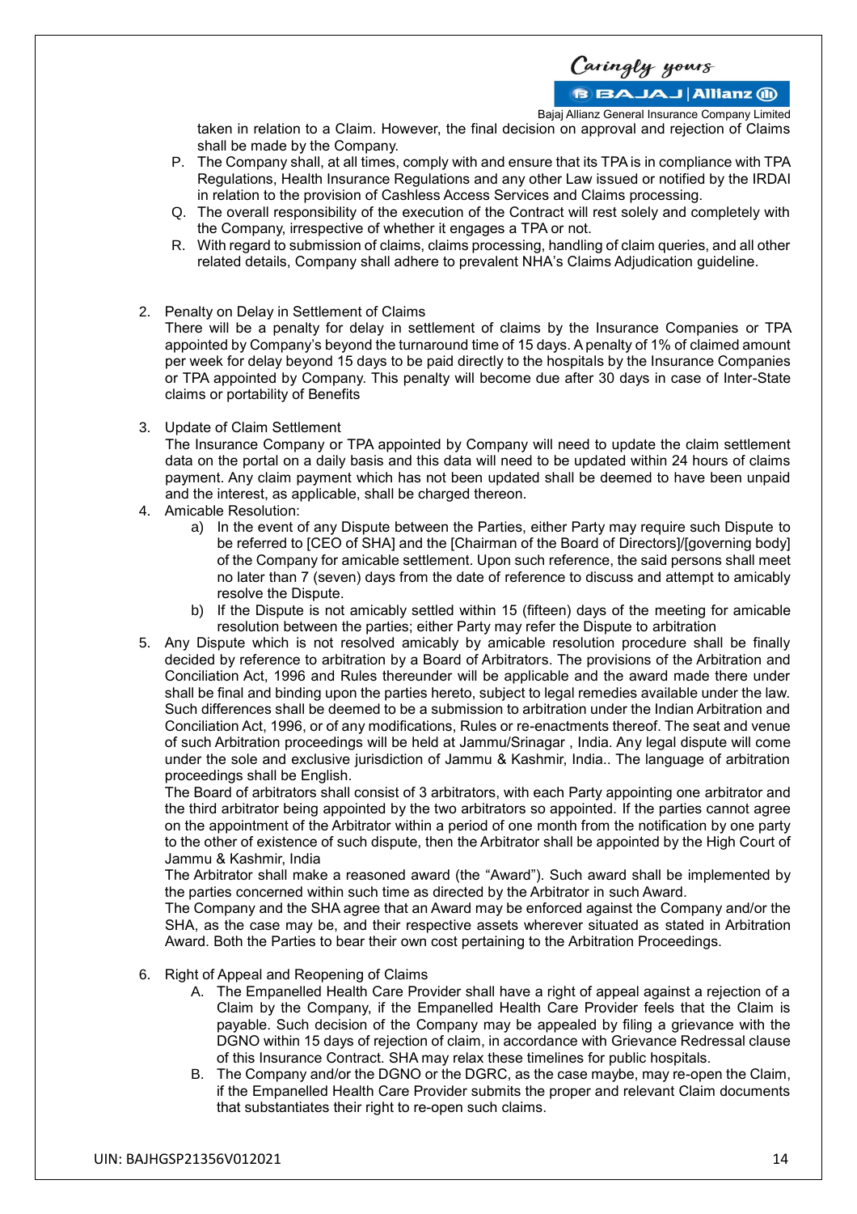taken in relation to a Claim. However, the final decision on approval and rejection of Claims shall be made by the Company.

P. The Company shall, at all times, comply with and ensure that its TPA is in compliance with TPA Regulations, Health Insurance Regulations and any other Law issued or notified by the IRDAI in relation to the provision of Cashless Access Services and Claims processing.

Q. The overall responsibility of the execution of the Contract will rest solely and completely with the Company, irrespective of whether it engages a TPA or not.

R. With regard to submission of claims, claims processing, handling of claim queries, and all other related details, Company shall adhere to prevalent NHA's Claims Adjudication guideline.

2. Penalty on Delay in Settlement of Claims

   There will be a penalty for delay in settlement of claims by the Insurance Companies or TPA appointed by Company's beyond the turnaround time of 15 days. A penalty of 1% of claimed amount per week for delay beyond 15 days to be paid directly to the hospitals by the Insurance Companies or TPA appointed by Company. This penalty will become due after 30 days in case of Inter-State claims or portability of Benefits

3. Update of Claim Settlement

   The Insurance Company or TPA appointed by Company will need to update the claim settlement data on the portal on a daily basis and this data will need to be updated within 24 hours of claims payment. Any claim payment which has not been updated shall be deemed to have been unpaid and the interest, as applicable, shall be charged thereon.

4. Amicable Resolution:

   a) In the event of any Dispute between the Parties, either Party may require such Dispute to be referred to [CEO of SHA] and the [Chairman of the Board of Directors]/[governing body] of the Company for amicable settlement. Upon such reference, the said persons shall meet no later than 7 (seven) days from the date of reference to discuss and attempt to amicably resolve the Dispute.

   b) If the Dispute is not amicably settled within 15 (fifteen) days of the meeting for amicable resolution between the parties; either Party may refer the Dispute to arbitration

5. Any Dispute which is not resolved amicably by amicable resolution procedure shall be finally decided by reference to arbitration by a Board of Arbitrators. The provisions of the Arbitration and Conciliation Act, 1996 and Rules thereunder will be applicable and the award made there under shall be final and binding upon the parties hereto, subject to legal remedies available under the law. Such differences shall be deemed to be a submission to arbitration under the Indian Arbitration and Conciliation Act, 1996, or of any modifications, Rules or re-enactments thereof. The seat and venue of such Arbitration proceedings will be held at Jammu/Srinagar , India. Any legal dispute will come under the sole and exclusive jurisdiction of Jammu & Kashmir, India.. The language of arbitration proceedings shall be English.

   The Board of arbitrators shall consist of 3 arbitrators, with each Party appointing one arbitrator and the third arbitrator being appointed by the two arbitrators so appointed. If the parties cannot agree on the appointment of the Arbitrator within a period of one month from the notification by one party to the other of existence of such dispute, then the Arbitrator shall be appointed by the High Court of Jammu & Kashmir, India

   The Arbitrator shall make a reasoned award (the "Award"). Such award shall be implemented by the parties concerned within such time as directed by the Arbitrator in such Award.

   The Company and the SHA agree that an Award may be enforced against the Company and/or the SHA, as the case may be, and their respective assets wherever situated as stated in Arbitration Award. Both the Parties to bear their own cost pertaining to the Arbitration Proceedings.

6. Right of Appeal and Reopening of Claims

   A. The Empanelled Health Care Provider shall have a right of appeal against a rejection of a Claim by the Company, if the Empanelled Health Care Provider feels that the Claim is payable. Such decision of the Company may be appealed by filing a grievance with the DGNO within 15 days of rejection of claim, in accordance with Grievance Redressal clause of this Insurance Contract. SHA may relax these timelines for public hospitals.

   B. The Company and/or the DGNO or the DGRC, as the case maybe, may re-open the Claim, if the Empanelled Health Care Provider submits the proper and relevant Claim documents that substantiates their right to re-open such claims.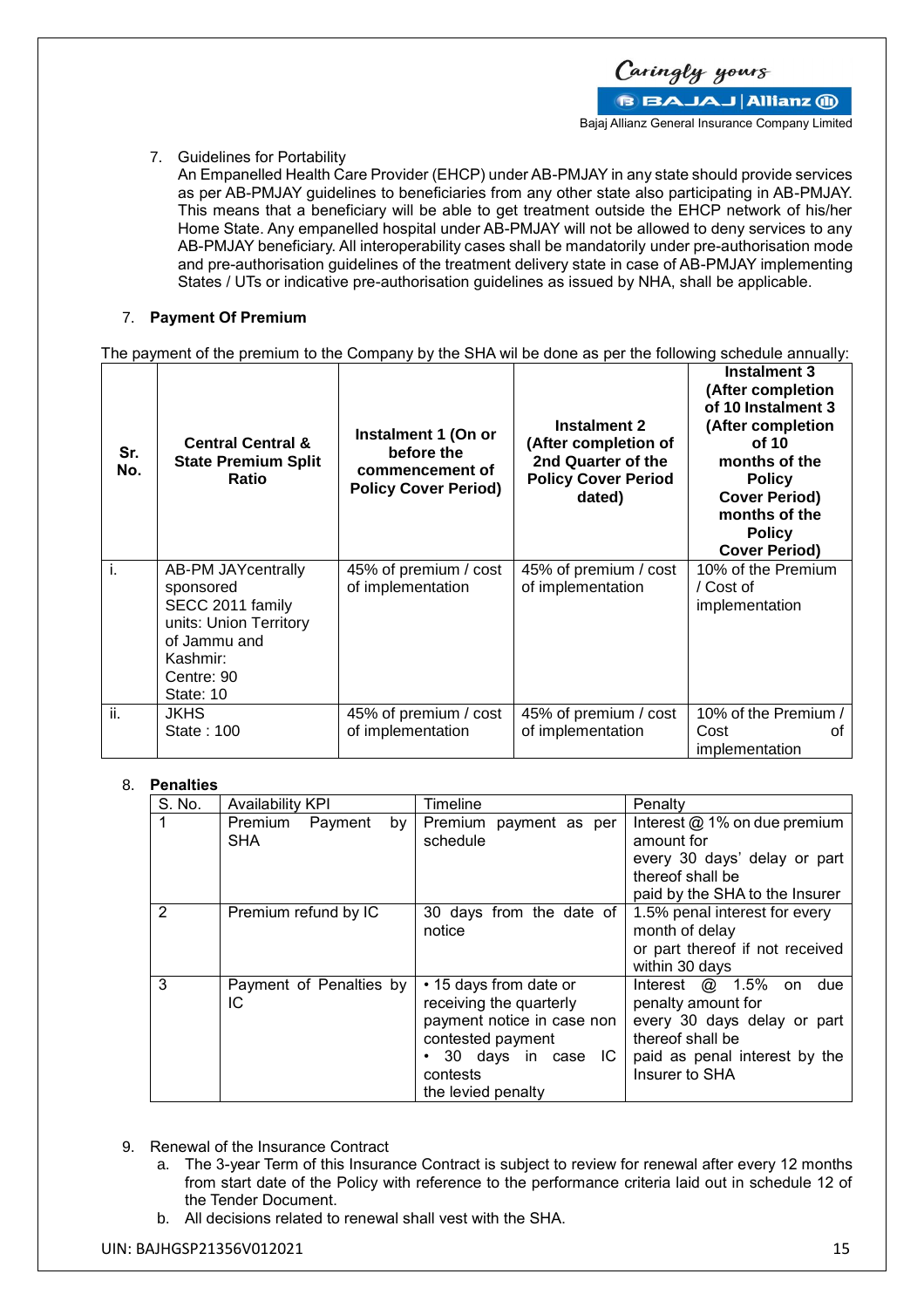7. Guidelines for Portability

   An Empanelled Health Care Provider (EHCP) under AB-PMJAY in any state should provide services as per AB-PMJAY guidelines to beneficiaries from any other state also participating in AB-PMJAY. This means that a beneficiary will be able to get treatment outside the EHCP network of his/her Home State. Any empanelled hospital under AB-PMJAY will not be allowed to deny services to any AB-PMJAY beneficiary. All interoperability cases shall be mandatorily under pre-authorisation mode and pre-authorisation guidelines of the treatment delivery state in case of AB-PMJAY implementing States / UTs or indicative pre-authorisation guidelines as issued by NHA, shall be applicable.

7. **Payment Of Premium**

The payment of the premium to the Company by the SHA wil be done as per the following schedule annually:

| Sr. No. | Central Central & State Premium Split Ratio | Instalment 1 (On or before the commencement of Policy Cover Period) | Instalment 2 (After completion of 2nd Quarter of the Policy Cover Period dated) | Instalment 3 (After completion of 10 Instalment 3 (After completion of 10 months of the Policy Cover Period) months of the Policy Cover Period) |
|---|---|---|---|---|
| i. | AB-PM JAYcentrally sponsored SECC 2011 family units: Union Territory of Jammu and Kashmir: Centre: 90 State: 10 | 45% of premium / cost of implementation | 45% of premium / cost of implementation | 10% of the Premium / Cost of implementation |
| ii. | JKHS State : 100 | 45% of premium / cost of implementation | 45% of premium / cost of implementation | 10% of the Premium / Cost of implementation |

8. **Penalties**

| S. No. | Availability KPI | Timeline | Penalty |
|---|---|---|---|
| 1 | Premium Payment by SHA | Premium payment as per schedule | Interest @ 1% on due premium amount for every 30 days' delay or part thereof shall be paid by the SHA to the Insurer |
| 2 | Premium refund by IC | 30 days from the date of notice | 1.5% penal interest for every month of delay or part thereof if not received within 30 days |
| 3 | Payment of Penalties by IC | • 15 days from date or receiving the quarterly payment notice in case non contested payment • 30 days in case IC contests the levied penalty | Interest @ 1.5% on due penalty amount for every 30 days delay or part thereof shall be paid as penal interest by the Insurer to SHA |

9. Renewal of the Insurance Contract
   a. The 3-year Term of this Insurance Contract is subject to review for renewal after every 12 months from start date of the Policy with reference to the performance criteria laid out in schedule 12 of the Tender Document.
   b. All decisions related to renewal shall vest with the SHA.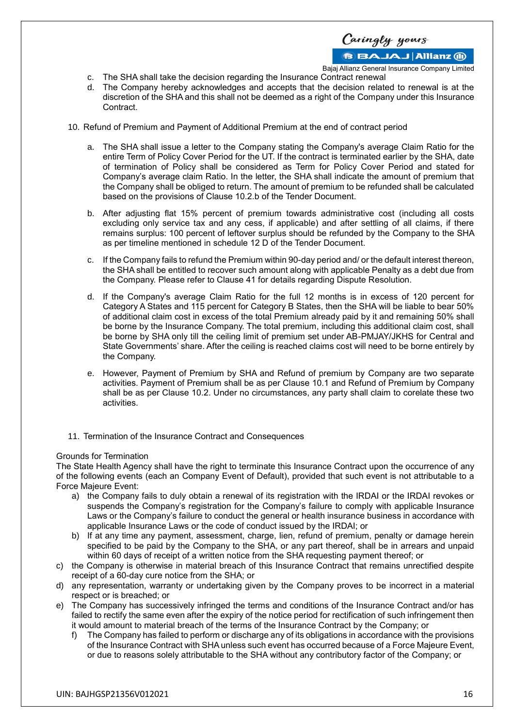c. The SHA shall take the decision regarding the Insurance Contract renewal

d. The Company hereby acknowledges and accepts that the decision related to renewal is at the discretion of the SHA and this shall not be deemed as a right of the Company under this Insurance Contract.

10. Refund of Premium and Payment of Additional Premium at the end of contract period

   a. The SHA shall issue a letter to the Company stating the Company's average Claim Ratio for the entire Term of Policy Cover Period for the UT. If the contract is terminated earlier by the SHA, date of termination of Policy shall be considered as Term for Policy Cover Period and stated for Company's average claim Ratio. In the letter, the SHA shall indicate the amount of premium that the Company shall be obliged to return. The amount of premium to be refunded shall be calculated based on the provisions of Clause 10.2.b of the Tender Document.

   b. After adjusting flat 15% percent of premium towards administrative cost (including all costs excluding only service tax and any cess, if applicable) and after settling of all claims, if there remains surplus: 100 percent of leftover surplus should be refunded by the Company to the SHA as per timeline mentioned in schedule 12 D of the Tender Document.

   c. If the Company fails to refund the Premium within 90-day period and/ or the default interest thereon, the SHA shall be entitled to recover such amount along with applicable Penalty as a debt due from the Company. Please refer to Clause 41 for details regarding Dispute Resolution.

   d. If the Company's average Claim Ratio for the full 12 months is in excess of 120 percent for Category A States and 115 percent for Category B States, then the SHA will be liable to bear 50% of additional claim cost in excess of the total Premium already paid by it and remaining 50% shall be borne by the Insurance Company. The total premium, including this additional claim cost, shall be borne by SHA only till the ceiling limit of premium set under AB-PMJAY/JKHS for Central and State Governments' share. After the ceiling is reached claims cost will need to be borne entirely by the Company.

   e. However, Payment of Premium by SHA and Refund of premium by Company are two separate activities. Payment of Premium shall be as per Clause 10.1 and Refund of Premium by Company shall be as per Clause 10.2. Under no circumstances, any party shall claim to corelate these two activities.

11. Termination of the Insurance Contract and Consequences

Grounds for Termination

The State Health Agency shall have the right to terminate this Insurance Contract upon the occurrence of any of the following events (each an Company Event of Default), provided that such event is not attributable to a Force Majeure Event:

a) the Company fails to duly obtain a renewal of its registration with the IRDAI or the IRDAI revokes or suspends the Company's registration for the Company's failure to comply with applicable Insurance Laws or the Company's failure to conduct the general or health insurance business in accordance with applicable Insurance Laws or the code of conduct issued by the IRDAI; or

b) If at any time any payment, assessment, charge, lien, refund of premium, penalty or damage herein specified to be paid by the Company to the SHA, or any part thereof, shall be in arrears and unpaid within 60 days of receipt of a written notice from the SHA requesting payment thereof; or

c) the Company is otherwise in material breach of this Insurance Contract that remains unrectified despite receipt of a 60-day cure notice from the SHA; or

d) any representation, warranty or undertaking given by the Company proves to be incorrect in a material respect or is breached; or

e) The Company has successively infringed the terms and conditions of the Insurance Contract and/or has failed to rectify the same even after the expiry of the notice period for rectification of such infringement then it would amount to material breach of the terms of the Insurance Contract by the Company; or

f) The Company has failed to perform or discharge any of its obligations in accordance with the provisions of the Insurance Contract with SHA unless such event has occurred because of a Force Majeure Event, or due to reasons solely attributable to the SHA without any contributory factor of the Company; or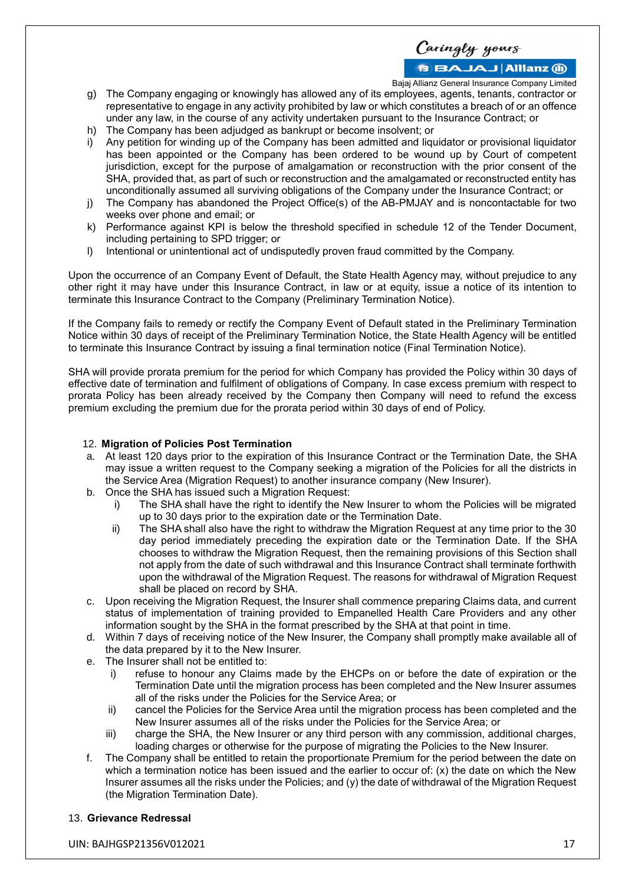g) The Company engaging or knowingly has allowed any of its employees, agents, tenants, contractor or representative to engage in any activity prohibited by law or which constitutes a breach of or an offence under any law, in the course of any activity undertaken pursuant to the Insurance Contract; or
h) The Company has been adjudged as bankrupt or become insolvent; or
i) Any petition for winding up of the Company has been admitted and liquidator or provisional liquidator has been appointed or the Company has been ordered to be wound up by Court of competent jurisdiction, except for the purpose of amalgamation or reconstruction with the prior consent of the SHA, provided that, as part of such or reconstruction and the amalgamated or reconstructed entity has unconditionally assumed all surviving obligations of the Company under the Insurance Contract; or
j) The Company has abandoned the Project Office(s) of the AB-PMJAY and is noncontactable for two weeks over phone and email; or
k) Performance against KPI is below the threshold specified in schedule 12 of the Tender Document, including pertaining to SPD trigger; or
l) Intentional or unintentional act of undisputedly proven fraud committed by the Company.

Upon the occurrence of an Company Event of Default, the State Health Agency may, without prejudice to any other right it may have under this Insurance Contract, in law or at equity, issue a notice of its intention to terminate this Insurance Contract to the Company (Preliminary Termination Notice).

If the Company fails to remedy or rectify the Company Event of Default stated in the Preliminary Termination Notice within 30 days of receipt of the Preliminary Termination Notice, the State Health Agency will be entitled to terminate this Insurance Contract by issuing a final termination notice (Final Termination Notice).

SHA will provide prorata premium for the period for which Company has provided the Policy within 30 days of effective date of termination and fulfilment of obligations of Company. In case excess premium with respect to prorata Policy has been already received by the Company then Company will need to refund the excess premium excluding the premium due for the prorata period within 30 days of end of Policy.

12. **Migration of Policies Post Termination**

a. At least 120 days prior to the expiration of this Insurance Contract or the Termination Date, the SHA may issue a written request to the Company seeking a migration of the Policies for all the districts in the Service Area (Migration Request) to another insurance company (New Insurer).
b. Once the SHA has issued such a Migration Request:
   i) The SHA shall have the right to identify the New Insurer to whom the Policies will be migrated up to 30 days prior to the expiration date or the Termination Date.
   ii) The SHA shall also have the right to withdraw the Migration Request at any time prior to the 30 day period immediately preceding the expiration date or the Termination Date. If the SHA chooses to withdraw the Migration Request, then the remaining provisions of this Section shall not apply from the date of such withdrawal and this Insurance Contract shall terminate forthwith upon the withdrawal of the Migration Request. The reasons for withdrawal of Migration Request shall be placed on record by SHA.
c. Upon receiving the Migration Request, the Insurer shall commence preparing Claims data, and current status of implementation of training provided to Empanelled Health Care Providers and any other information sought by the SHA in the format prescribed by the SHA at that point in time.
d. Within 7 days of receiving notice of the New Insurer, the Company shall promptly make available all of the data prepared by it to the New Insurer.
e. The Insurer shall not be entitled to:
   i) refuse to honour any Claims made by the EHCPs on or before the date of expiration or the Termination Date until the migration process has been completed and the New Insurer assumes all of the risks under the Policies for the Service Area; or
   ii) cancel the Policies for the Service Area until the migration process has been completed and the New Insurer assumes all of the risks under the Policies for the Service Area; or
   iii) charge the SHA, the New Insurer or any third person with any commission, additional charges, loading charges or otherwise for the purpose of migrating the Policies to the New Insurer.
f. The Company shall be entitled to retain the proportionate Premium for the period between the date on which a termination notice has been issued and the earlier to occur of: (x) the date on which the New Insurer assumes all the risks under the Policies; and (y) the date of withdrawal of the Migration Request (the Migration Termination Date).

13. **Grievance Redressal**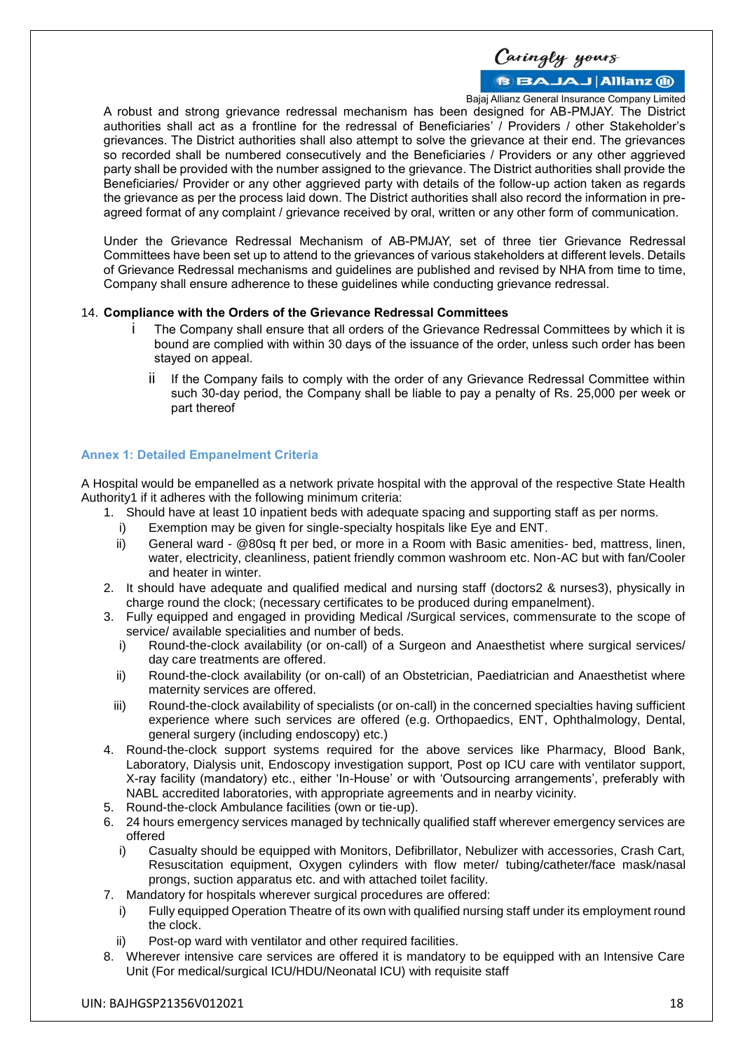A robust and strong grievance redressal mechanism has been designed for AB-PMJAY. The District authorities shall act as a frontline for the redressal of Beneficiaries' / Providers / other Stakeholder's grievances. The District authorities shall also attempt to solve the grievance at their end. The grievances so recorded shall be numbered consecutively and the Beneficiaries / Providers or any other aggrieved party shall be provided with the number assigned to the grievance. The District authorities shall provide the Beneficiaries/ Provider or any other aggrieved party with details of the follow-up action taken as regards the grievance as per the process laid down. The District authorities shall also record the information in pre-agreed format of any complaint / grievance received by oral, written or any other form of communication.

Under the Grievance Redressal Mechanism of AB-PMJAY, set of three tier Grievance Redressal Committees have been set up to attend to the grievances of various stakeholders at different levels. Details of Grievance Redressal mechanisms and guidelines are published and revised by NHA from time to time, Company shall ensure adherence to these guidelines while conducting grievance redressal.

14. **Compliance with the Orders of the Grievance Redressal Committees**
    - i The Company shall ensure that all orders of the Grievance Redressal Committees by which it is bound are complied with within 30 days of the issuance of the order, unless such order has been stayed on appeal.
    - ii If the Company fails to comply with the order of any Grievance Redressal Committee within such 30-day period, the Company shall be liable to pay a penalty of Rs. 25,000 per week or part thereof

### Annex 1: Detailed Empanelment Criteria

A Hospital would be empanelled as a network private hospital with the approval of the respective State Health Authority[1] if it adheres with the following minimum criteria:

1. Should have at least 10 inpatient beds with adequate spacing and supporting staff as per norms.
   - i) Exemption may be given for single-specialty hospitals like Eye and ENT.
   - ii) General ward - @80sq ft per bed, or more in a Room with Basic amenities- bed, mattress, linen, water, electricity, cleanliness, patient friendly common washroom etc. Non-AC but with fan/Cooler and heater in winter.
2. It should have adequate and qualified medical and nursing staff (doctors[2] & nurses[3]), physically in charge round the clock; (necessary certificates to be produced during empanelment).
3. Fully equipped and engaged in providing Medical /Surgical services, commensurate to the scope of service/ available specialities and number of beds.
   - i) Round-the-clock availability (or on-call) of a Surgeon and Anaesthetist where surgical services/ day care treatments are offered.
   - ii) Round-the-clock availability (or on-call) of an Obstetrician, Paediatrician and Anaesthetist where maternity services are offered.
   - iii) Round-the-clock availability of specialists (or on-call) in the concerned specialties having sufficient experience where such services are offered (e.g. Orthopaedics, ENT, Ophthalmology, Dental, general surgery (including endoscopy) etc.)
4. Round-the-clock support systems required for the above services like Pharmacy, Blood Bank, Laboratory, Dialysis unit, Endoscopy investigation support, Post op ICU care with ventilator support, X-ray facility (mandatory) etc., either 'In-House' or with 'Outsourcing arrangements', preferably with NABL accredited laboratories, with appropriate agreements and in nearby vicinity.
5. Round-the-clock Ambulance facilities (own or tie-up).
6. 24 hours emergency services managed by technically qualified staff wherever emergency services are offered
   - i) Casualty should be equipped with Monitors, Defibrillator, Nebulizer with accessories, Crash Cart, Resuscitation equipment, Oxygen cylinders with flow meter/ tubing/catheter/face mask/nasal prongs, suction apparatus etc. and with attached toilet facility.
7. Mandatory for hospitals wherever surgical procedures are offered:
   - i) Fully equipped Operation Theatre of its own with qualified nursing staff under its employment round the clock.
   - ii) Post-op ward with ventilator and other required facilities.
8. Wherever intensive care services are offered it is mandatory to be equipped with an Intensive Care Unit (For medical/surgical ICU/HDU/Neonatal ICU) with requisite staff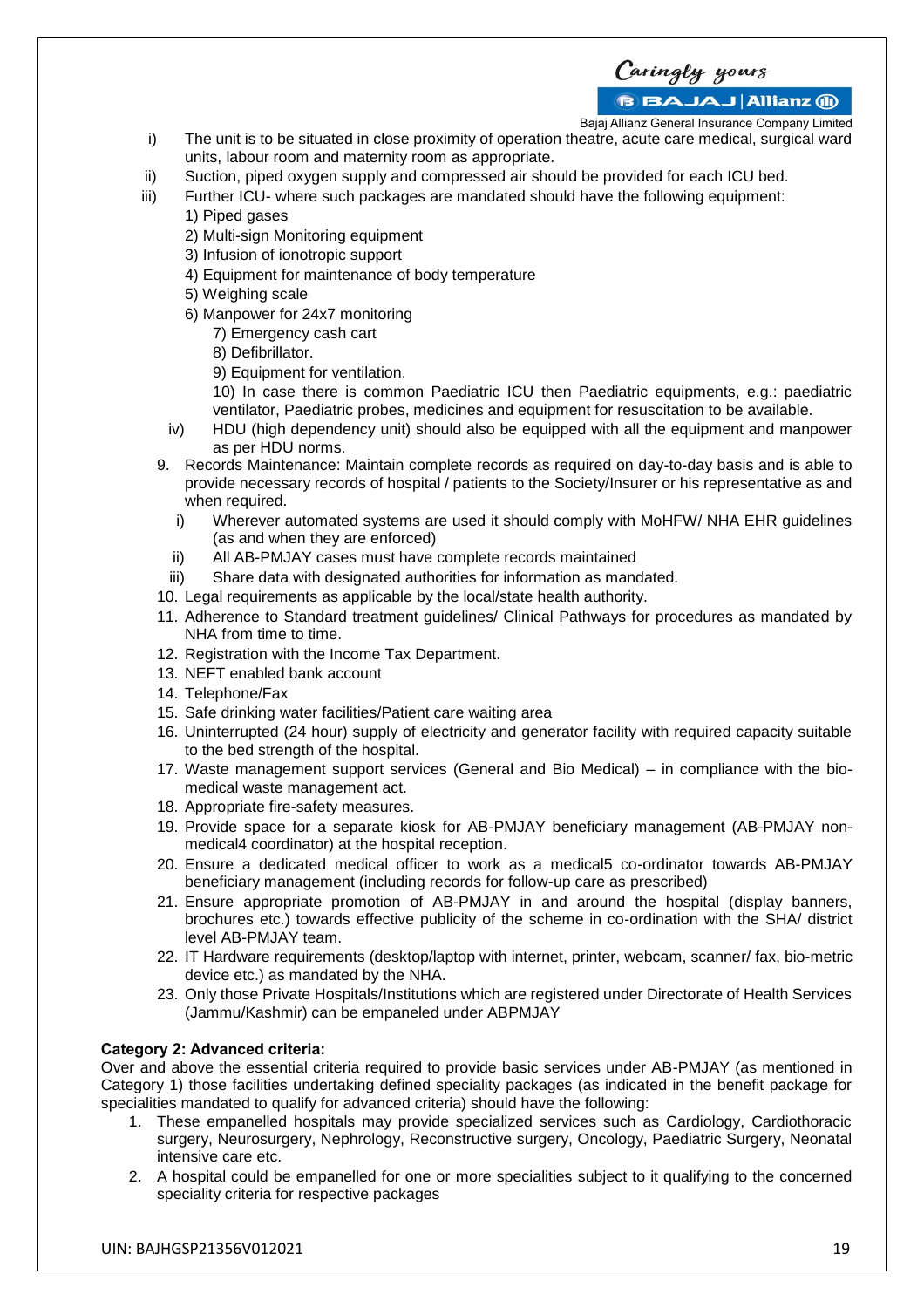i) The unit is to be situated in close proximity of operation theatre, acute care medical, surgical ward units, labour room and maternity room as appropriate.

ii) Suction, piped oxygen supply and compressed air should be provided for each ICU bed.

iii) Further ICU- where such packages are mandated should have the following equipment:
   1) Piped gases
   2) Multi-sign Monitoring equipment
   3) Infusion of ionotropic support
   4) Equipment for maintenance of body temperature
   5) Weighing scale
   6) Manpower for 24x7 monitoring
   7) Emergency cash cart
   8) Defibrillator.
   9) Equipment for ventilation.
   10) In case there is common Paediatric ICU then Paediatric equipments, e.g.: paediatric ventilator, Paediatric probes, medicines and equipment for resuscitation to be available.

iv) HDU (high dependency unit) should also be equipped with all the equipment and manpower as per HDU norms.

9. Records Maintenance: Maintain complete records as required on day-to-day basis and is able to provide necessary records of hospital / patients to the Society/Insurer or his representative as and when required.
   i) Wherever automated systems are used it should comply with MoHFW/ NHA EHR guidelines (as and when they are enforced)
   ii) All AB-PMJAY cases must have complete records maintained
   iii) Share data with designated authorities for information as mandated.
10. Legal requirements as applicable by the local/state health authority.
11. Adherence to Standard treatment guidelines/ Clinical Pathways for procedures as mandated by NHA from time to time.
12. Registration with the Income Tax Department.
13. NEFT enabled bank account
14. Telephone/Fax
15. Safe drinking water facilities/Patient care waiting area
16. Uninterrupted (24 hour) supply of electricity and generator facility with required capacity suitable to the bed strength of the hospital.
17. Waste management support services (General and Bio Medical) – in compliance with the bio-medical waste management act.
18. Appropriate fire-safety measures.
19. Provide space for a separate kiosk for AB-PMJAY beneficiary management (AB-PMJAY non-medical4 coordinator) at the hospital reception.
20. Ensure a dedicated medical officer to work as a medical5 co-ordinator towards AB-PMJAY beneficiary management (including records for follow-up care as prescribed)
21. Ensure appropriate promotion of AB-PMJAY in and around the hospital (display banners, brochures etc.) towards effective publicity of the scheme in co-ordination with the SHA/ district level AB-PMJAY team.
22. IT Hardware requirements (desktop/laptop with internet, printer, webcam, scanner/ fax, bio-metric device etc.) as mandated by the NHA.
23. Only those Private Hospitals/Institutions which are registered under Directorate of Health Services (Jammu/Kashmir) can be empaneled under ABPMJAY

**Category 2: Advanced criteria:**

Over and above the essential criteria required to provide basic services under AB-PMJAY (as mentioned in Category 1) those facilities undertaking defined speciality packages (as indicated in the benefit package for specialities mandated to qualify for advanced criteria) should have the following:

1. These empanelled hospitals may provide specialized services such as Cardiology, Cardiothoracic surgery, Neurosurgery, Nephrology, Reconstructive surgery, Oncology, Paediatric Surgery, Neonatal intensive care etc.
2. A hospital could be empanelled for one or more specialities subject to it qualifying to the concerned speciality criteria for respective packages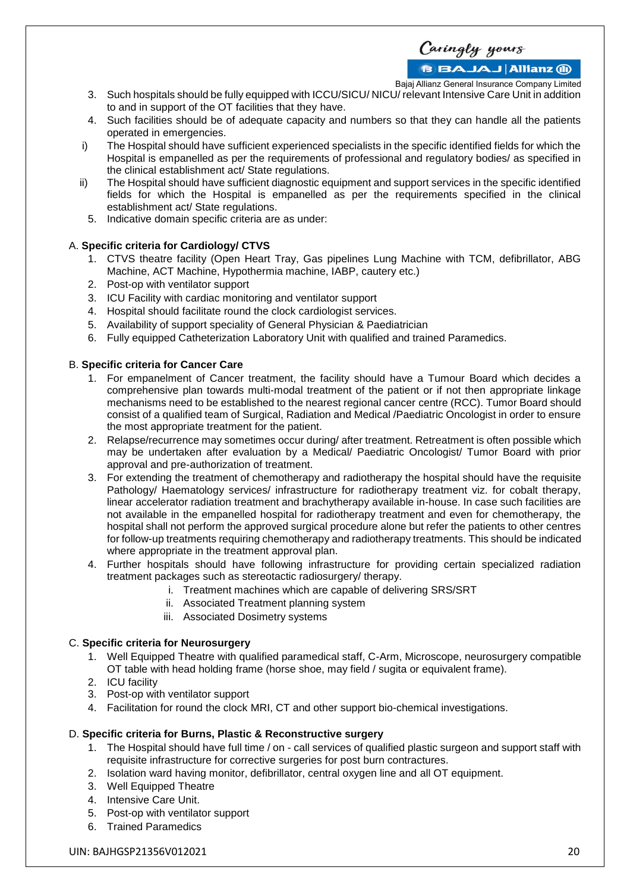3. Such hospitals should be fully equipped with ICCU/SICU/ NICU/ relevant Intensive Care Unit in addition to and in support of the OT facilities that they have.
4. Such facilities should be of adequate capacity and numbers so that they can handle all the patients operated in emergencies.

i) The Hospital should have sufficient experienced specialists in the specific identified fields for which the Hospital is empanelled as per the requirements of professional and regulatory bodies/ as specified in the clinical establishment act/ State regulations.

ii) The Hospital should have sufficient diagnostic equipment and support services in the specific identified fields for which the Hospital is empanelled as per the requirements specified in the clinical establishment act/ State regulations.

5. Indicative domain specific criteria are as under:

A. **Specific criteria for Cardiology/ CTVS**

1. CTVS theatre facility (Open Heart Tray, Gas pipelines Lung Machine with TCM, defibrillator, ABG Machine, ACT Machine, Hypothermia machine, IABP, cautery etc.)
2. Post-op with ventilator support
3. ICU Facility with cardiac monitoring and ventilator support
4. Hospital should facilitate round the clock cardiologist services.
5. Availability of support speciality of General Physician & Paediatrician
6. Fully equipped Catheterization Laboratory Unit with qualified and trained Paramedics.

B. **Specific criteria for Cancer Care**

1. For empanelment of Cancer treatment, the facility should have a Tumour Board which decides a comprehensive plan towards multi-modal treatment of the patient or if not then appropriate linkage mechanisms need to be established to the nearest regional cancer centre (RCC). Tumor Board should consist of a qualified team of Surgical, Radiation and Medical /Paediatric Oncologist in order to ensure the most appropriate treatment for the patient.
2. Relapse/recurrence may sometimes occur during/ after treatment. Retreatment is often possible which may be undertaken after evaluation by a Medical/ Paediatric Oncologist/ Tumor Board with prior approval and pre-authorization of treatment.
3. For extending the treatment of chemotherapy and radiotherapy the hospital should have the requisite Pathology/ Haematology services/ infrastructure for radiotherapy treatment viz. for cobalt therapy, linear accelerator radiation treatment and brachytherapy available in-house. In case such facilities are not available in the empanelled hospital for radiotherapy treatment and even for chemotherapy, the hospital shall not perform the approved surgical procedure alone but refer the patients to other centres for follow-up treatments requiring chemotherapy and radiotherapy treatments. This should be indicated where appropriate in the treatment approval plan.
4. Further hospitals should have following infrastructure for providing certain specialized radiation treatment packages such as stereotactic radiosurgery/ therapy.
   i. Treatment machines which are capable of delivering SRS/SRT
   ii. Associated Treatment planning system
   iii. Associated Dosimetry systems

C. **Specific criteria for Neurosurgery**

1. Well Equipped Theatre with qualified paramedical staff, C-Arm, Microscope, neurosurgery compatible OT table with head holding frame (horse shoe, may field / sugita or equivalent frame).
2. ICU facility
3. Post-op with ventilator support
4. Facilitation for round the clock MRI, CT and other support bio-chemical investigations.

D. **Specific criteria for Burns, Plastic & Reconstructive surgery**

1. The Hospital should have full time / on - call services of qualified plastic surgeon and support staff with requisite infrastructure for corrective surgeries for post burn contractures.
2. Isolation ward having monitor, defibrillator, central oxygen line and all OT equipment.
3. Well Equipped Theatre
4. Intensive Care Unit.
5. Post-op with ventilator support
6. Trained Paramedics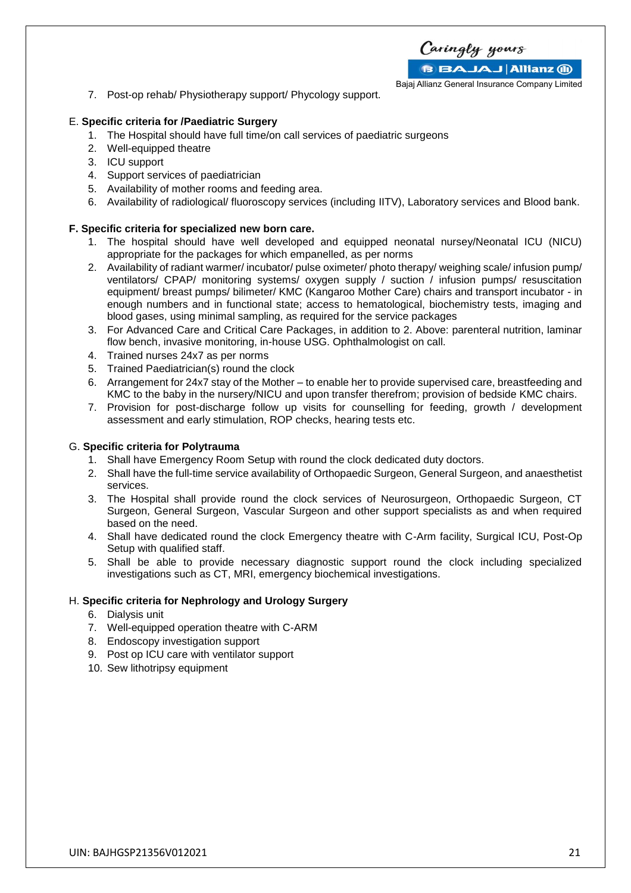7. Post-op rehab/ Physiotherapy support/ Phycology support.

E. **Specific criteria for /Paediatric Surgery**

1. The Hospital should have full time/on call services of paediatric surgeons
2. Well-equipped theatre
3. ICU support
4. Support services of paediatrician
5. Availability of mother rooms and feeding area.
6. Availability of radiological/ fluoroscopy services (including IITV), Laboratory services and Blood bank.

**F. Specific criteria for specialized new born care.**

1. The hospital should have well developed and equipped neonatal nursey/Neonatal ICU (NICU) appropriate for the packages for which empanelled, as per norms
2. Availability of radiant warmer/ incubator/ pulse oximeter/ photo therapy/ weighing scale/ infusion pump/ ventilators/ CPAP/ monitoring systems/ oxygen supply / suction / infusion pumps/ resuscitation equipment/ breast pumps/ bilimeter/ KMC (Kangaroo Mother Care) chairs and transport incubator - in enough numbers and in functional state; access to hematological, biochemistry tests, imaging and blood gases, using minimal sampling, as required for the service packages
3. For Advanced Care and Critical Care Packages, in addition to 2. Above: parenteral nutrition, laminar flow bench, invasive monitoring, in-house USG. Ophthalmologist on call.
4. Trained nurses 24x7 as per norms
5. Trained Paediatrician(s) round the clock
6. Arrangement for 24x7 stay of the Mother – to enable her to provide supervised care, breastfeeding and KMC to the baby in the nursery/NICU and upon transfer therefrom; provision of bedside KMC chairs.
7. Provision for post-discharge follow up visits for counselling for feeding, growth / development assessment and early stimulation, ROP checks, hearing tests etc.

G. **Specific criteria for Polytrauma**

1. Shall have Emergency Room Setup with round the clock dedicated duty doctors.
2. Shall have the full-time service availability of Orthopaedic Surgeon, General Surgeon, and anaesthetist services.
3. The Hospital shall provide round the clock services of Neurosurgeon, Orthopaedic Surgeon, CT Surgeon, General Surgeon, Vascular Surgeon and other support specialists as and when required based on the need.
4. Shall have dedicated round the clock Emergency theatre with C-Arm facility, Surgical ICU, Post-Op Setup with qualified staff.
5. Shall be able to provide necessary diagnostic support round the clock including specialized investigations such as CT, MRI, emergency biochemical investigations.

H. **Specific criteria for Nephrology and Urology Surgery**

6. Dialysis unit
7. Well-equipped operation theatre with C-ARM
8. Endoscopy investigation support
9. Post op ICU care with ventilator support
10. Sew lithotripsy equipment